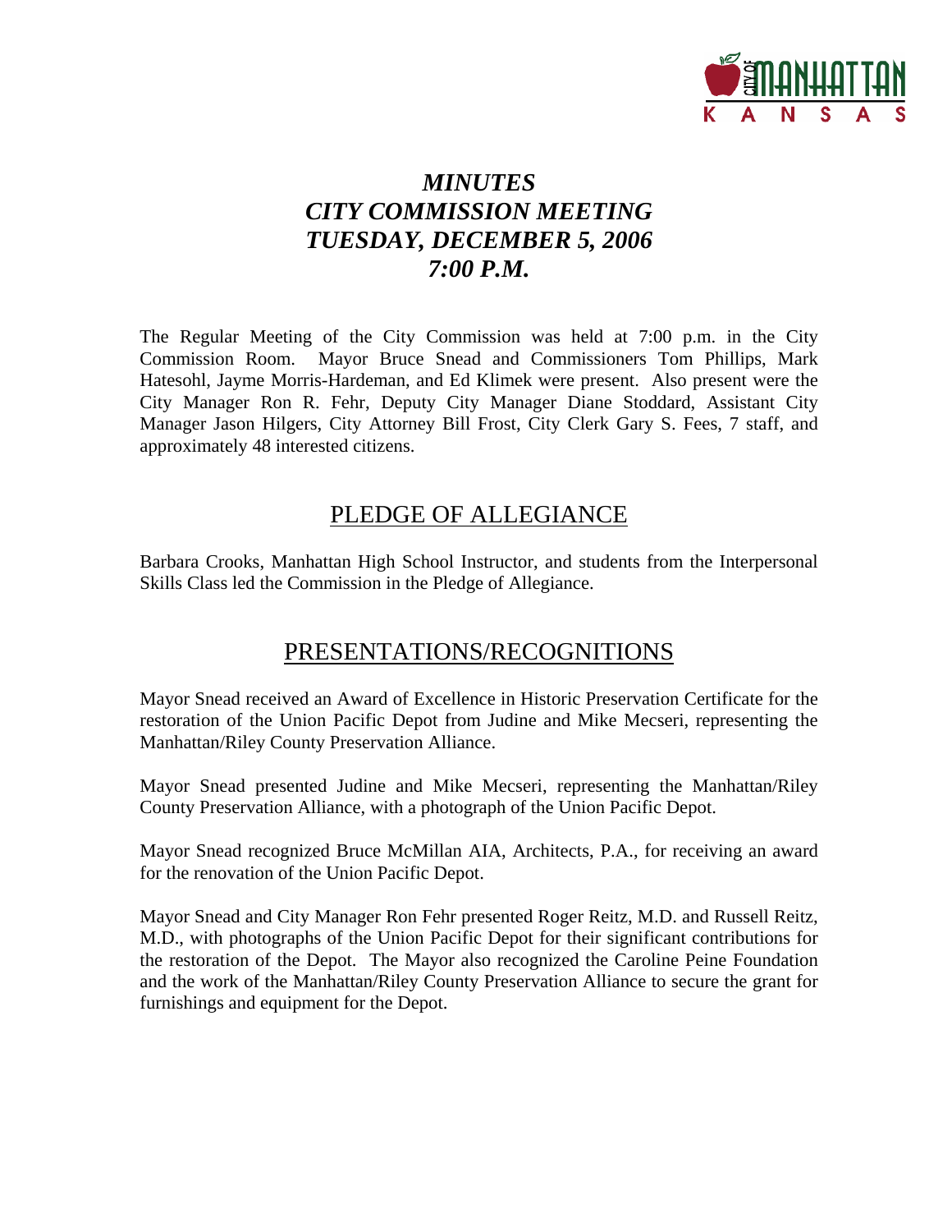# *MINUTES*
# *CITY COMMISSION MEETING*
# *TUESDAY, DECEMBER 5, 2006*
# *7:00 P.M.*

The Regular Meeting of the City Commission was held at 7:00 p.m. in the City Commission Room. Mayor Bruce Snead and Commissioners Tom Phillips, Mark Hatesohl, Jayme Morris-Hardeman, and Ed Klimek were present. Also present were the City Manager Ron R. Fehr, Deputy City Manager Diane Stoddard, Assistant City Manager Jason Hilgers, City Attorney Bill Frost, City Clerk Gary S. Fees, 7 staff, and approximately 48 interested citizens.

## PLEDGE OF ALLEGIANCE

Barbara Crooks, Manhattan High School Instructor, and students from the Interpersonal Skills Class led the Commission in the Pledge of Allegiance.

## PRESENTATIONS/RECOGNITIONS

Mayor Snead received an Award of Excellence in Historic Preservation Certificate for the restoration of the Union Pacific Depot from Judine and Mike Mecseri, representing the Manhattan/Riley County Preservation Alliance.

Mayor Snead presented Judine and Mike Mecseri, representing the Manhattan/Riley County Preservation Alliance, with a photograph of the Union Pacific Depot.

Mayor Snead recognized Bruce McMillan AIA, Architects, P.A., for receiving an award for the renovation of the Union Pacific Depot.

Mayor Snead and City Manager Ron Fehr presented Roger Reitz, M.D. and Russell Reitz, M.D., with photographs of the Union Pacific Depot for their significant contributions for the restoration of the Depot. The Mayor also recognized the Caroline Peine Foundation and the work of the Manhattan/Riley County Preservation Alliance to secure the grant for furnishings and equipment for the Depot.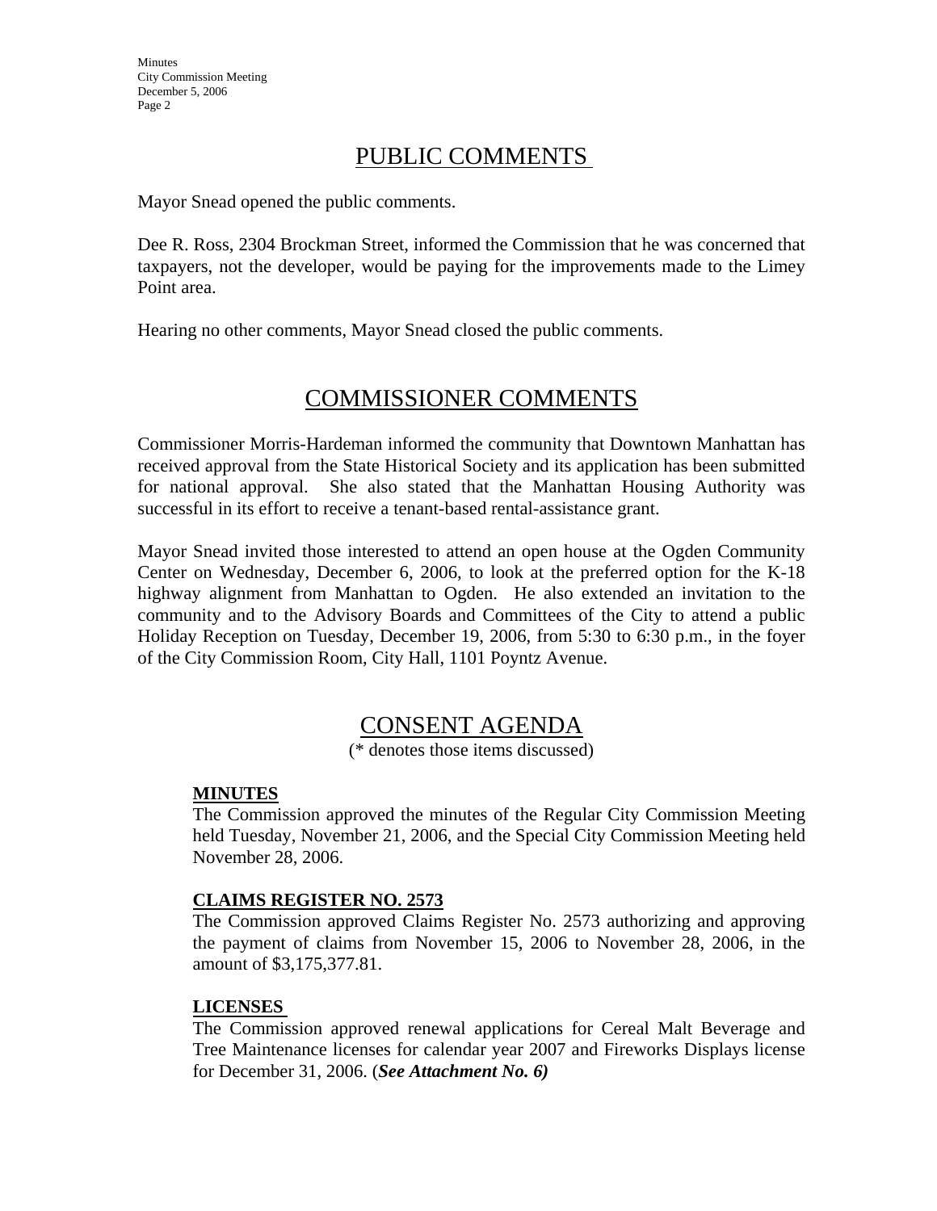## PUBLIC COMMENTS

Mayor Snead opened the public comments.

Dee R. Ross, 2304 Brockman Street, informed the Commission that he was concerned that taxpayers, not the developer, would be paying for the improvements made to the Limey Point area.

Hearing no other comments, Mayor Snead closed the public comments.

## COMMISSIONER COMMENTS

Commissioner Morris-Hardeman informed the community that Downtown Manhattan has received approval from the State Historical Society and its application has been submitted for national approval. She also stated that the Manhattan Housing Authority was successful in its effort to receive a tenant-based rental-assistance grant.

Mayor Snead invited those interested to attend an open house at the Ogden Community Center on Wednesday, December 6, 2006, to look at the preferred option for the K-18 highway alignment from Manhattan to Ogden. He also extended an invitation to the community and to the Advisory Boards and Committees of the City to attend a public Holiday Reception on Tuesday, December 19, 2006, from 5:30 to 6:30 p.m., in the foyer of the City Commission Room, City Hall, 1101 Poyntz Avenue.

## CONSENT AGENDA

(* denotes those items discussed)

**MINUTES**

The Commission approved the minutes of the Regular City Commission Meeting held Tuesday, November 21, 2006, and the Special City Commission Meeting held November 28, 2006.

**CLAIMS REGISTER NO. 2573**

The Commission approved Claims Register No. 2573 authorizing and approving the payment of claims from November 15, 2006 to November 28, 2006, in the amount of $3,175,377.81.

**LICENSES**

The Commission approved renewal applications for Cereal Malt Beverage and Tree Maintenance licenses for calendar year 2007 and Fireworks Displays license for December 31, 2006. (***See Attachment No. 6)***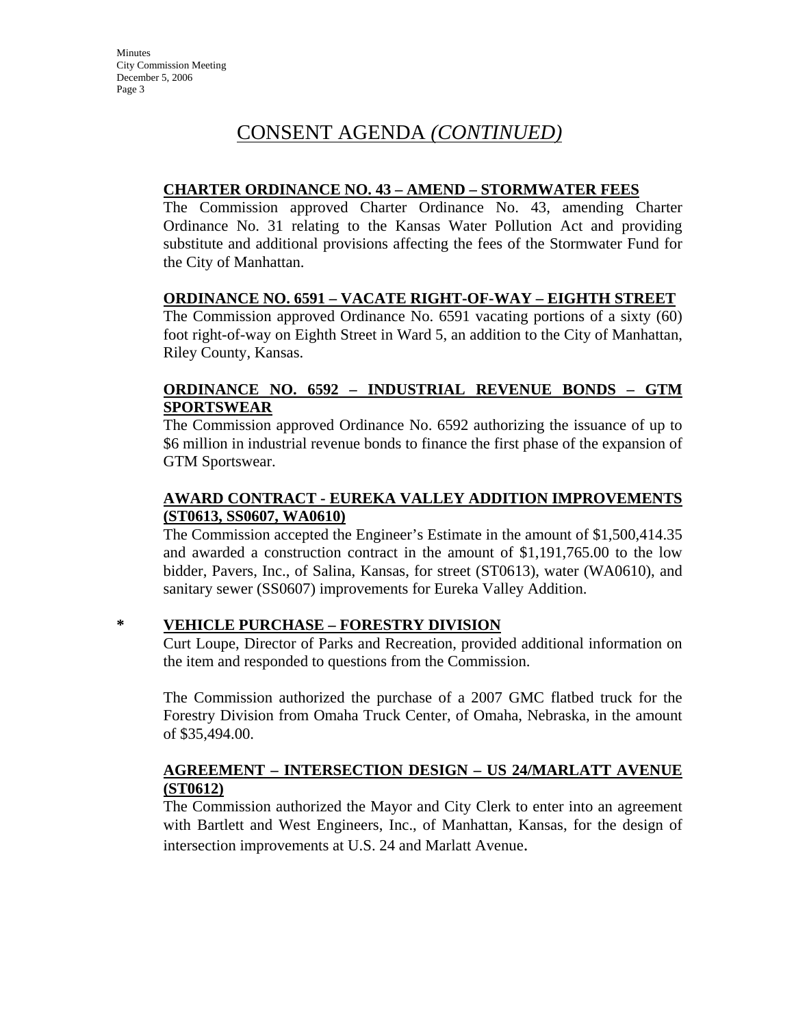# CONSENT AGENDA *(CONTINUED)*

**CHARTER ORDINANCE NO. 43 – AMEND – STORMWATER FEES**

The Commission approved Charter Ordinance No. 43, amending Charter Ordinance No. 31 relating to the Kansas Water Pollution Act and providing substitute and additional provisions affecting the fees of the Stormwater Fund for the City of Manhattan.

**ORDINANCE NO. 6591 – VACATE RIGHT-OF-WAY – EIGHTH STREET**

The Commission approved Ordinance No. 6591 vacating portions of a sixty (60) foot right-of-way on Eighth Street in Ward 5, an addition to the City of Manhattan, Riley County, Kansas.

**ORDINANCE NO. 6592 – INDUSTRIAL REVENUE BONDS – GTM SPORTSWEAR**

The Commission approved Ordinance No. 6592 authorizing the issuance of up to $6 million in industrial revenue bonds to finance the first phase of the expansion of GTM Sportswear.

**AWARD CONTRACT - EUREKA VALLEY ADDITION IMPROVEMENTS (ST0613, SS0607, WA0610)**

The Commission accepted the Engineer's Estimate in the amount of $1,500,414.35 and awarded a construction contract in the amount of $1,191,765.00 to the low bidder, Pavers, Inc., of Salina, Kansas, for street (ST0613), water (WA0610), and sanitary sewer (SS0607) improvements for Eureka Valley Addition.

\* **VEHICLE PURCHASE – FORESTRY DIVISION**

Curt Loupe, Director of Parks and Recreation, provided additional information on the item and responded to questions from the Commission.

The Commission authorized the purchase of a 2007 GMC flatbed truck for the Forestry Division from Omaha Truck Center, of Omaha, Nebraska, in the amount of $35,494.00.

**AGREEMENT – INTERSECTION DESIGN – US 24/MARLATT AVENUE (ST0612)**

The Commission authorized the Mayor and City Clerk to enter into an agreement with Bartlett and West Engineers, Inc., of Manhattan, Kansas, for the design of intersection improvements at U.S. 24 and Marlatt Avenue.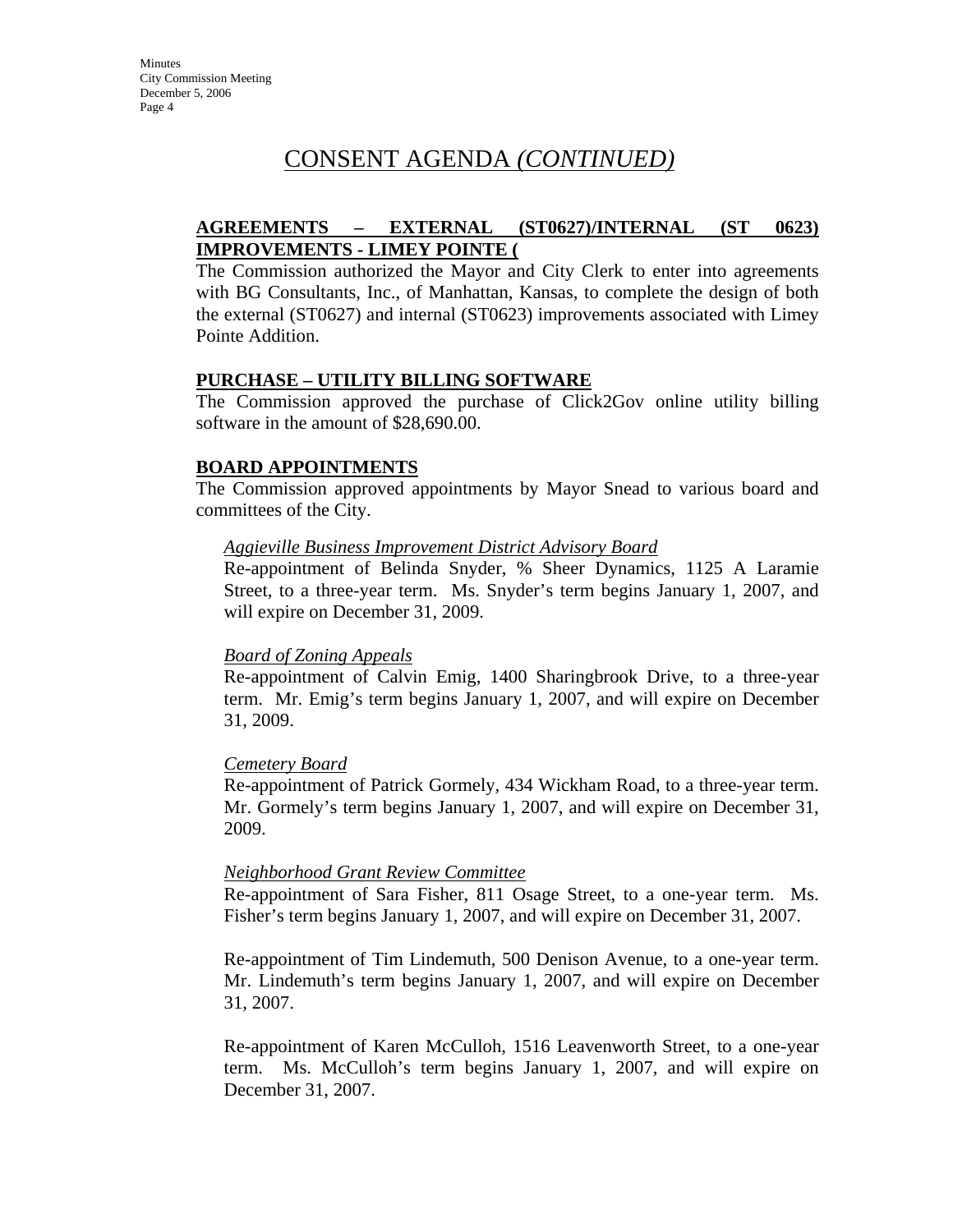# CONSENT AGENDA *(CONTINUED)*

**AGREEMENTS – EXTERNAL (ST0627)/INTERNAL (ST 0623) IMPROVEMENTS - LIMEY POINTE (**

The Commission authorized the Mayor and City Clerk to enter into agreements with BG Consultants, Inc., of Manhattan, Kansas, to complete the design of both the external (ST0627) and internal (ST0623) improvements associated with Limey Pointe Addition.

**PURCHASE – UTILITY BILLING SOFTWARE**

The Commission approved the purchase of Click2Gov online utility billing software in the amount of $28,690.00.

**BOARD APPOINTMENTS**

The Commission approved appointments by Mayor Snead to various board and committees of the City.

*Aggieville Business Improvement District Advisory Board*

Re-appointment of Belinda Snyder, % Sheer Dynamics, 1125 A Laramie Street, to a three-year term. Ms. Snyder's term begins January 1, 2007, and will expire on December 31, 2009.

*Board of Zoning Appeals*

Re-appointment of Calvin Emig, 1400 Sharingbrook Drive, to a three-year term. Mr. Emig's term begins January 1, 2007, and will expire on December 31, 2009.

*Cemetery Board*

Re-appointment of Patrick Gormely, 434 Wickham Road, to a three-year term. Mr. Gormely's term begins January 1, 2007, and will expire on December 31, 2009.

*Neighborhood Grant Review Committee*

Re-appointment of Sara Fisher, 811 Osage Street, to a one-year term. Ms. Fisher's term begins January 1, 2007, and will expire on December 31, 2007.

Re-appointment of Tim Lindemuth, 500 Denison Avenue, to a one-year term. Mr. Lindemuth's term begins January 1, 2007, and will expire on December 31, 2007.

Re-appointment of Karen McCulloh, 1516 Leavenworth Street, to a one-year term. Ms. McCulloh's term begins January 1, 2007, and will expire on December 31, 2007.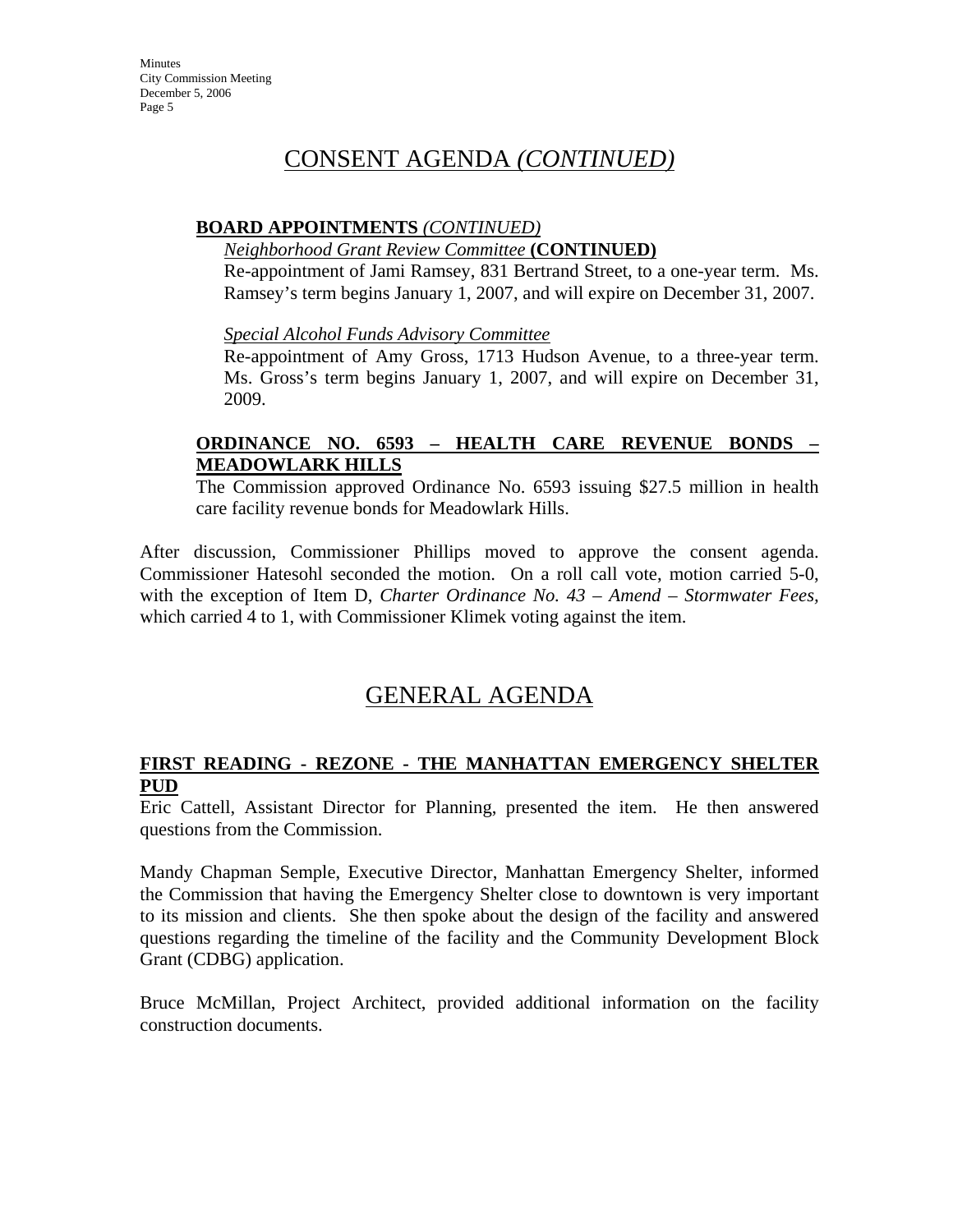# CONSENT AGENDA *(CONTINUED)*

**BOARD APPOINTMENTS** *(CONTINUED)*

*Neighborhood Grant Review Committee* **(CONTINUED)**

Re-appointment of Jami Ramsey, 831 Bertrand Street, to a one-year term. Ms. Ramsey's term begins January 1, 2007, and will expire on December 31, 2007.

*Special Alcohol Funds Advisory Committee*

Re-appointment of Amy Gross, 1713 Hudson Avenue, to a three-year term. Ms. Gross's term begins January 1, 2007, and will expire on December 31, 2009.

**ORDINANCE NO. 6593 – HEALTH CARE REVENUE BONDS – MEADOWLARK HILLS**

The Commission approved Ordinance No. 6593 issuing $27.5 million in health care facility revenue bonds for Meadowlark Hills.

After discussion, Commissioner Phillips moved to approve the consent agenda. Commissioner Hatesohl seconded the motion. On a roll call vote, motion carried 5-0, with the exception of Item D, *Charter Ordinance No. 43 – Amend – Stormwater Fees,* which carried 4 to 1, with Commissioner Klimek voting against the item.

# GENERAL AGENDA

**FIRST READING - REZONE - THE MANHATTAN EMERGENCY SHELTER PUD**

Eric Cattell, Assistant Director for Planning, presented the item. He then answered questions from the Commission.

Mandy Chapman Semple, Executive Director, Manhattan Emergency Shelter, informed the Commission that having the Emergency Shelter close to downtown is very important to its mission and clients. She then spoke about the design of the facility and answered questions regarding the timeline of the facility and the Community Development Block Grant (CDBG) application.

Bruce McMillan, Project Architect, provided additional information on the facility construction documents.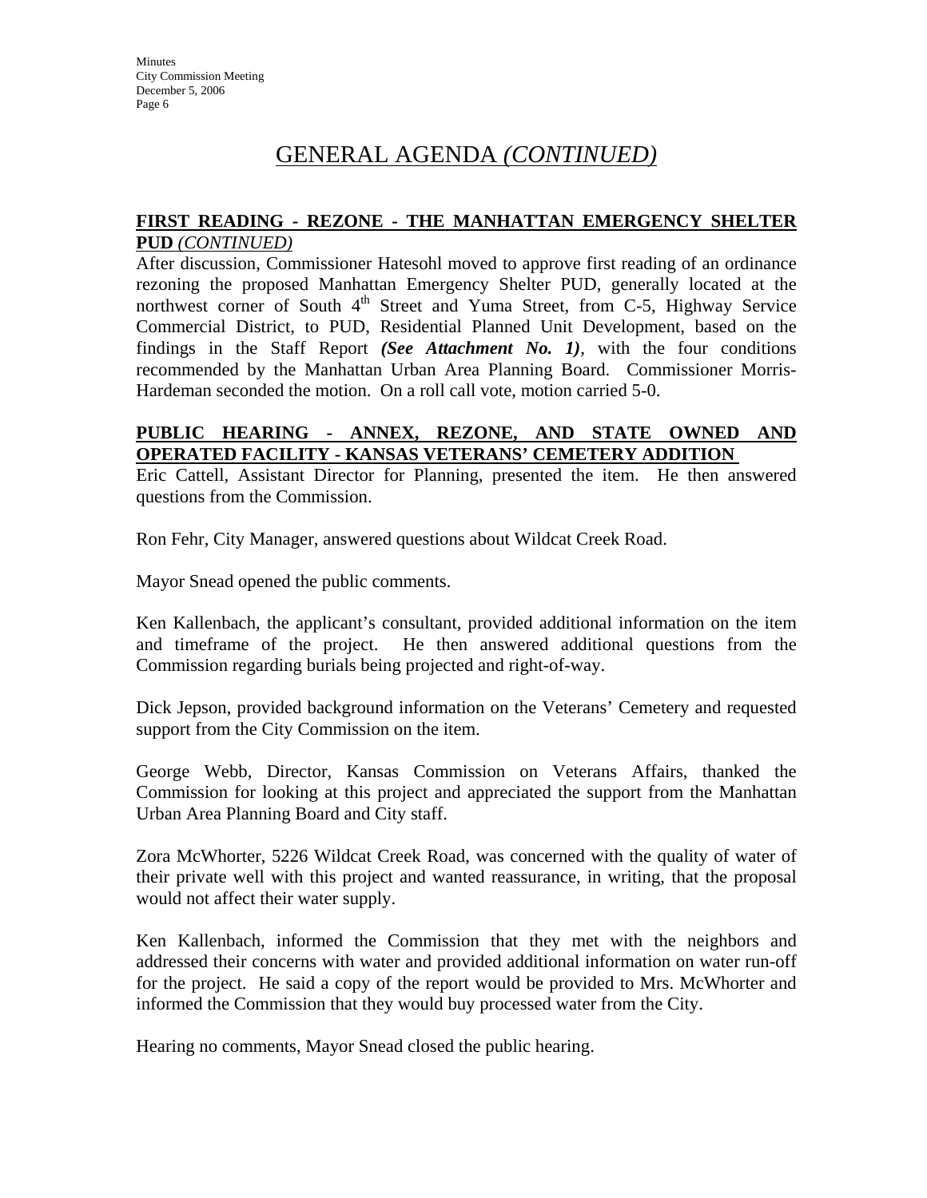# GENERAL AGENDA *(CONTINUED)*

**FIRST READING - REZONE - THE MANHATTAN EMERGENCY SHELTER PUD** *(CONTINUED)*

After discussion, Commissioner Hatesohl moved to approve first reading of an ordinance rezoning the proposed Manhattan Emergency Shelter PUD, generally located at the northwest corner of South 4th Street and Yuma Street, from C-5, Highway Service Commercial District, to PUD, Residential Planned Unit Development, based on the findings in the Staff Report ***(See Attachment No. 1)***, with the four conditions recommended by the Manhattan Urban Area Planning Board. Commissioner Morris-Hardeman seconded the motion. On a roll call vote, motion carried 5-0.

**PUBLIC HEARING - ANNEX, REZONE, AND STATE OWNED AND OPERATED FACILITY - KANSAS VETERANS' CEMETERY ADDITION**

Eric Cattell, Assistant Director for Planning, presented the item. He then answered questions from the Commission.

Ron Fehr, City Manager, answered questions about Wildcat Creek Road.

Mayor Snead opened the public comments.

Ken Kallenbach, the applicant's consultant, provided additional information on the item and timeframe of the project. He then answered additional questions from the Commission regarding burials being projected and right-of-way.

Dick Jepson, provided background information on the Veterans' Cemetery and requested support from the City Commission on the item.

George Webb, Director, Kansas Commission on Veterans Affairs, thanked the Commission for looking at this project and appreciated the support from the Manhattan Urban Area Planning Board and City staff.

Zora McWhorter, 5226 Wildcat Creek Road, was concerned with the quality of water of their private well with this project and wanted reassurance, in writing, that the proposal would not affect their water supply.

Ken Kallenbach, informed the Commission that they met with the neighbors and addressed their concerns with water and provided additional information on water run-off for the project. He said a copy of the report would be provided to Mrs. McWhorter and informed the Commission that they would buy processed water from the City.

Hearing no comments, Mayor Snead closed the public hearing.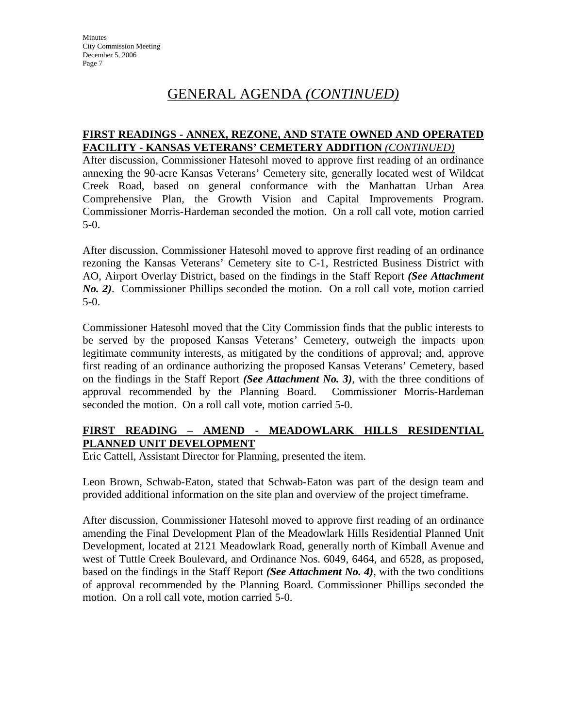# GENERAL AGENDA *(CONTINUED)*

**FIRST READINGS - ANNEX, REZONE, AND STATE OWNED AND OPERATED FACILITY - KANSAS VETERANS' CEMETERY ADDITION *(CONTINUED)***

After discussion, Commissioner Hatesohl moved to approve first reading of an ordinance annexing the 90-acre Kansas Veterans' Cemetery site, generally located west of Wildcat Creek Road, based on general conformance with the Manhattan Urban Area Comprehensive Plan, the Growth Vision and Capital Improvements Program. Commissioner Morris-Hardeman seconded the motion. On a roll call vote, motion carried 5-0.

After discussion, Commissioner Hatesohl moved to approve first reading of an ordinance rezoning the Kansas Veterans' Cemetery site to C-1, Restricted Business District with AO, Airport Overlay District, based on the findings in the Staff Report ***(See Attachment No. 2)***. Commissioner Phillips seconded the motion. On a roll call vote, motion carried 5-0.

Commissioner Hatesohl moved that the City Commission finds that the public interests to be served by the proposed Kansas Veterans' Cemetery, outweigh the impacts upon legitimate community interests, as mitigated by the conditions of approval; and, approve first reading of an ordinance authorizing the proposed Kansas Veterans' Cemetery, based on the findings in the Staff Report ***(See Attachment No. 3)***, with the three conditions of approval recommended by the Planning Board. Commissioner Morris-Hardeman seconded the motion. On a roll call vote, motion carried 5-0.

**FIRST READING – AMEND - MEADOWLARK HILLS RESIDENTIAL PLANNED UNIT DEVELOPMENT**

Eric Cattell, Assistant Director for Planning, presented the item.

Leon Brown, Schwab-Eaton, stated that Schwab-Eaton was part of the design team and provided additional information on the site plan and overview of the project timeframe.

After discussion, Commissioner Hatesohl moved to approve first reading of an ordinance amending the Final Development Plan of the Meadowlark Hills Residential Planned Unit Development, located at 2121 Meadowlark Road, generally north of Kimball Avenue and west of Tuttle Creek Boulevard, and Ordinance Nos. 6049, 6464, and 6528, as proposed, based on the findings in the Staff Report ***(See Attachment No. 4)***, with the two conditions of approval recommended by the Planning Board. Commissioner Phillips seconded the motion. On a roll call vote, motion carried 5-0.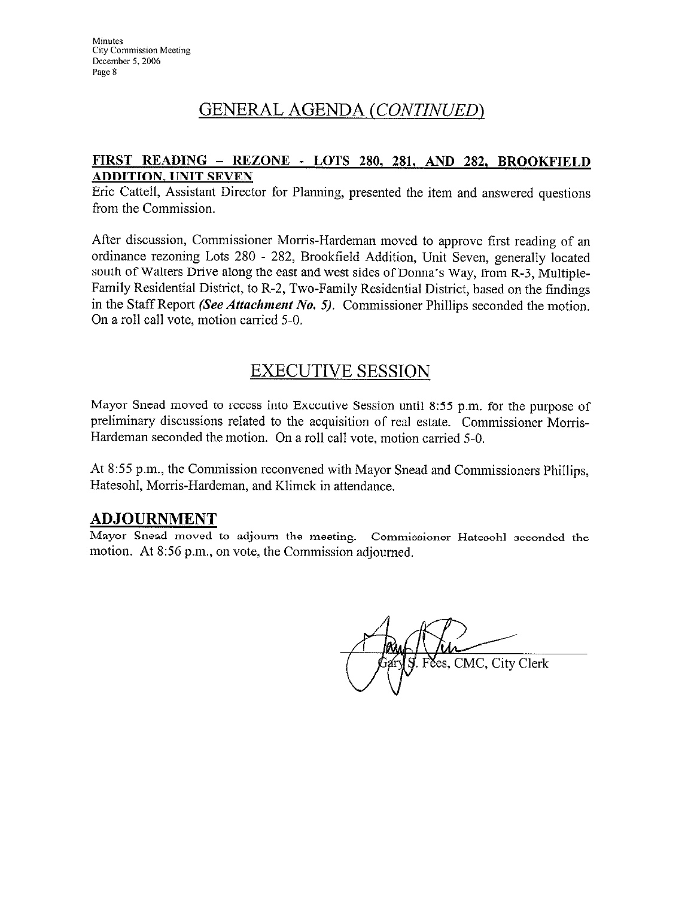# GENERAL AGENDA *(CONTINUED)*

## FIRST READING – REZONE - LOTS 280, 281, AND 282, BROOKFIELD ADDITION, UNIT SEVEN

Eric Cattell, Assistant Director for Planning, presented the item and answered questions from the Commission.

After discussion, Commissioner Morris-Hardeman moved to approve first reading of an ordinance rezoning Lots 280 - 282, Brookfield Addition, Unit Seven, generally located south of Walters Drive along the east and west sides of Donna's Way, from R-3, Multiple-Family Residential District, to R-2, Two-Family Residential District, based on the findings in the Staff Report ***(See Attachment No. 5)***. Commissioner Phillips seconded the motion. On a roll call vote, motion carried 5-0.

# EXECUTIVE SESSION

Mayor Snead moved to recess into Executive Session until 8:55 p.m. for the purpose of preliminary discussions related to the acquisition of real estate. Commissioner Morris-Hardeman seconded the motion. On a roll call vote, motion carried 5-0.

At 8:55 p.m., the Commission reconvened with Mayor Snead and Commissioners Phillips, Hatesohl, Morris-Hardeman, and Klimek in attendance.

## ADJOURNMENT

Mayor Snead moved to adjourn the meeting. Commissioner Hatesohl seconded the motion. At 8:56 p.m., on vote, the Commission adjourned.

Gary S. Fees, CMC, City Clerk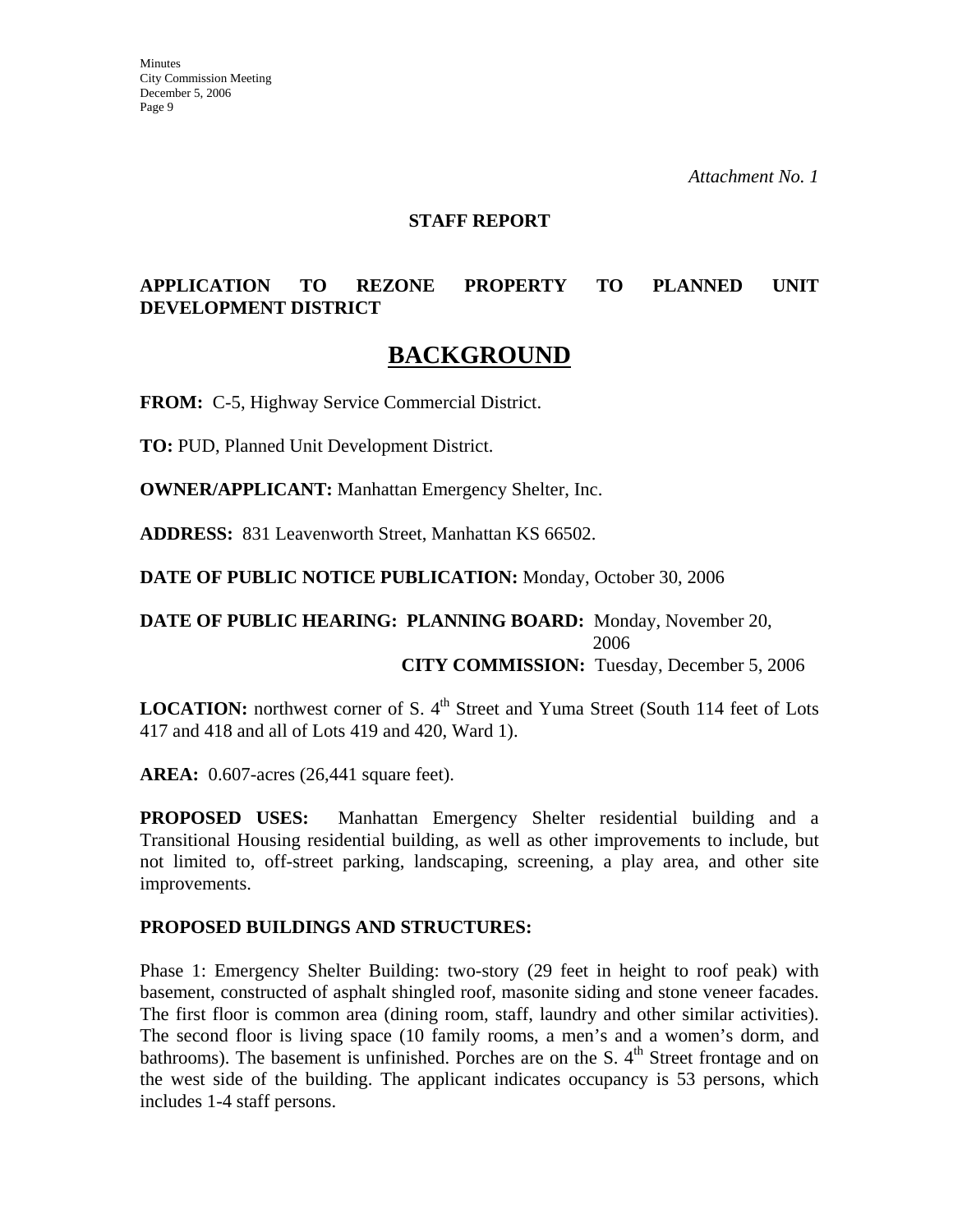*Attachment No. 1*

**STAFF REPORT**

**APPLICATION TO REZONE PROPERTY TO PLANNED UNIT DEVELOPMENT DISTRICT**

# BACKGROUND

**FROM:** C-5, Highway Service Commercial District.

**TO:** PUD, Planned Unit Development District.

**OWNER/APPLICANT:** Manhattan Emergency Shelter, Inc.

**ADDRESS:** 831 Leavenworth Street, Manhattan KS 66502.

**DATE OF PUBLIC NOTICE PUBLICATION:** Monday, October 30, 2006

**DATE OF PUBLIC HEARING: PLANNING BOARD:** Monday, November 20, 2006

**CITY COMMISSION:** Tuesday, December 5, 2006

**LOCATION:** northwest corner of S. 4th Street and Yuma Street (South 114 feet of Lots 417 and 418 and all of Lots 419 and 420, Ward 1).

**AREA:** 0.607-acres (26,441 square feet).

**PROPOSED USES:** Manhattan Emergency Shelter residential building and a Transitional Housing residential building, as well as other improvements to include, but not limited to, off-street parking, landscaping, screening, a play area, and other site improvements.

**PROPOSED BUILDINGS AND STRUCTURES:**

Phase 1: Emergency Shelter Building: two-story (29 feet in height to roof peak) with basement, constructed of asphalt shingled roof, masonite siding and stone veneer facades. The first floor is common area (dining room, staff, laundry and other similar activities). The second floor is living space (10 family rooms, a men's and a women's dorm, and bathrooms). The basement is unfinished. Porches are on the S. 4th Street frontage and on the west side of the building. The applicant indicates occupancy is 53 persons, which includes 1-4 staff persons.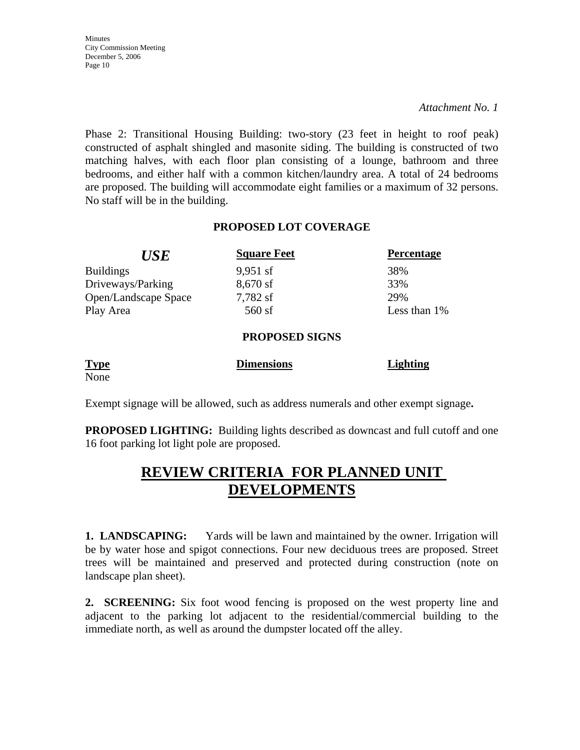*Attachment No. 1*

Phase 2: Transitional Housing Building: two-story (23 feet in height to roof peak) constructed of asphalt shingled and masonite siding. The building is constructed of two matching halves, with each floor plan consisting of a lounge, bathroom and three bedrooms, and either half with a common kitchen/laundry area. A total of 24 bedrooms are proposed. The building will accommodate eight families or a maximum of 32 persons. No staff will be in the building.

**PROPOSED LOT COVERAGE**

| ***USE*** | **Square Feet** | **Percentage** |
|---|---|---|
| Buildings | 9,951 sf | 38% |
| Driveways/Parking | 8,670 sf | 33% |
| Open/Landscape Space | 7,782 sf | 29% |
| Play Area | 560 sf | Less than 1% |

**PROPOSED SIGNS**

| **Type** | **Dimensions** | **Lighting** |
|---|---|---|
| None | | |

Exempt signage will be allowed, such as address numerals and other exempt signage**.**

**PROPOSED LIGHTING:** Building lights described as downcast and full cutoff and one 16 foot parking lot light pole are proposed.

# REVIEW CRITERIA FOR PLANNED UNIT DEVELOPMENTS

**1. LANDSCAPING:** Yards will be lawn and maintained by the owner. Irrigation will be by water hose and spigot connections. Four new deciduous trees are proposed. Street trees will be maintained and preserved and protected during construction (note on landscape plan sheet).

**2. SCREENING:** Six foot wood fencing is proposed on the west property line and adjacent to the parking lot adjacent to the residential/commercial building to the immediate north, as well as around the dumpster located off the alley.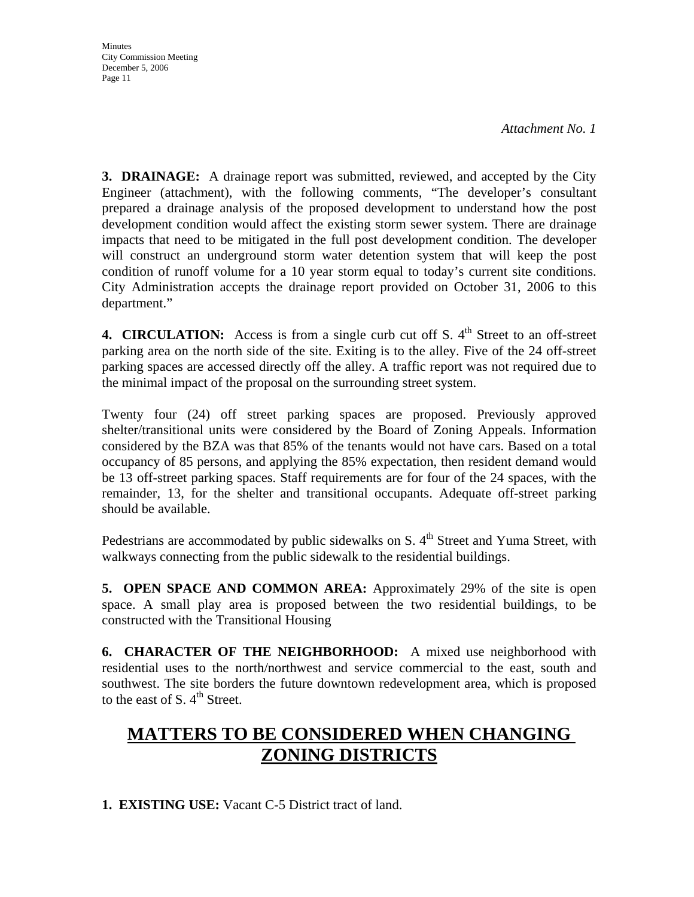*Attachment No. 1*

**3. DRAINAGE:** A drainage report was submitted, reviewed, and accepted by the City Engineer (attachment), with the following comments, "The developer's consultant prepared a drainage analysis of the proposed development to understand how the post development condition would affect the existing storm sewer system. There are drainage impacts that need to be mitigated in the full post development condition. The developer will construct an underground storm water detention system that will keep the post condition of runoff volume for a 10 year storm equal to today's current site conditions. City Administration accepts the drainage report provided on October 31, 2006 to this department."

**4. CIRCULATION:** Access is from a single curb cut off S. 4th Street to an off-street parking area on the north side of the site. Exiting is to the alley. Five of the 24 off-street parking spaces are accessed directly off the alley. A traffic report was not required due to the minimal impact of the proposal on the surrounding street system.

Twenty four (24) off street parking spaces are proposed. Previously approved shelter/transitional units were considered by the Board of Zoning Appeals. Information considered by the BZA was that 85% of the tenants would not have cars. Based on a total occupancy of 85 persons, and applying the 85% expectation, then resident demand would be 13 off-street parking spaces. Staff requirements are for four of the 24 spaces, with the remainder, 13, for the shelter and transitional occupants. Adequate off-street parking should be available.

Pedestrians are accommodated by public sidewalks on S. 4th Street and Yuma Street, with walkways connecting from the public sidewalk to the residential buildings.

**5. OPEN SPACE AND COMMON AREA:** Approximately 29% of the site is open space. A small play area is proposed between the two residential buildings, to be constructed with the Transitional Housing

**6. CHARACTER OF THE NEIGHBORHOOD:** A mixed use neighborhood with residential uses to the north/northwest and service commercial to the east, south and southwest. The site borders the future downtown redevelopment area, which is proposed to the east of S. 4th Street.

## MATTERS TO BE CONSIDERED WHEN CHANGING ZONING DISTRICTS

**1. EXISTING USE:** Vacant C-5 District tract of land.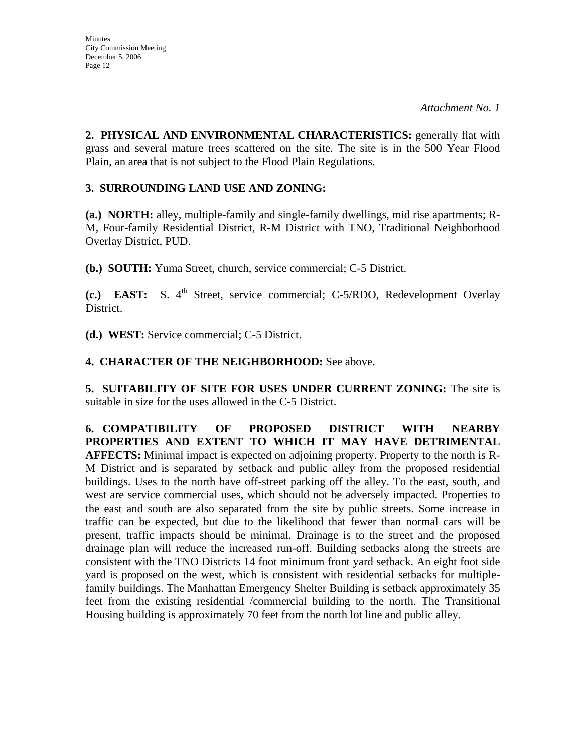*Attachment No. 1*

**2. PHYSICAL AND ENVIRONMENTAL CHARACTERISTICS:** generally flat with grass and several mature trees scattered on the site. The site is in the 500 Year Flood Plain, an area that is not subject to the Flood Plain Regulations.

**3. SURROUNDING LAND USE AND ZONING:**

**(a.) NORTH:** alley, multiple-family and single-family dwellings, mid rise apartments; R-M, Four-family Residential District, R-M District with TNO, Traditional Neighborhood Overlay District, PUD.

**(b.) SOUTH:** Yuma Street, church, service commercial; C-5 District.

**(c.) EAST:** S. 4th Street, service commercial; C-5/RDO, Redevelopment Overlay District.

**(d.) WEST:** Service commercial; C-5 District.

**4. CHARACTER OF THE NEIGHBORHOOD:** See above.

**5. SUITABILITY OF SITE FOR USES UNDER CURRENT ZONING:** The site is suitable in size for the uses allowed in the C-5 District.

**6. COMPATIBILITY OF PROPOSED DISTRICT WITH NEARBY PROPERTIES AND EXTENT TO WHICH IT MAY HAVE DETRIMENTAL AFFECTS:** Minimal impact is expected on adjoining property. Property to the north is R-M District and is separated by setback and public alley from the proposed residential buildings. Uses to the north have off-street parking off the alley. To the east, south, and west are service commercial uses, which should not be adversely impacted. Properties to the east and south are also separated from the site by public streets. Some increase in traffic can be expected, but due to the likelihood that fewer than normal cars will be present, traffic impacts should be minimal. Drainage is to the street and the proposed drainage plan will reduce the increased run-off. Building setbacks along the streets are consistent with the TNO Districts 14 foot minimum front yard setback. An eight foot side yard is proposed on the west, which is consistent with residential setbacks for multiple-family buildings. The Manhattan Emergency Shelter Building is setback approximately 35 feet from the existing residential /commercial building to the north. The Transitional Housing building is approximately 70 feet from the north lot line and public alley.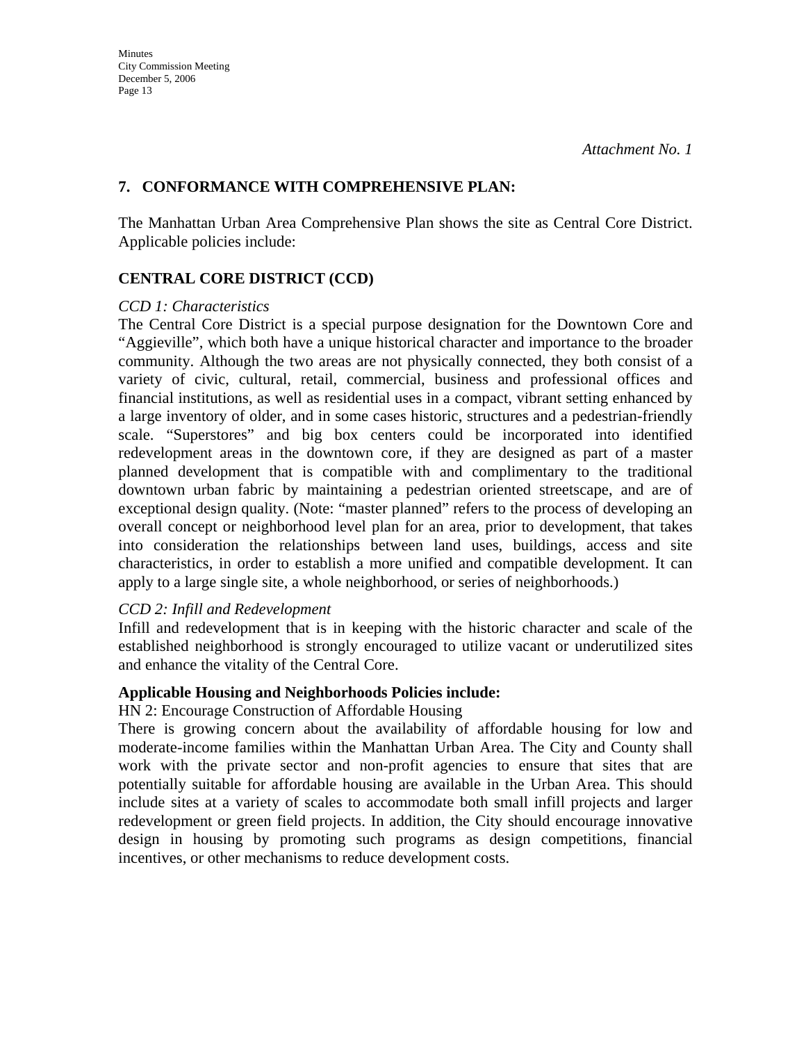*Attachment No. 1*

## 7. CONFORMANCE WITH COMPREHENSIVE PLAN:

The Manhattan Urban Area Comprehensive Plan shows the site as Central Core District. Applicable policies include:

### CENTRAL CORE DISTRICT (CCD)

*CCD 1: Characteristics*

The Central Core District is a special purpose designation for the Downtown Core and "Aggieville", which both have a unique historical character and importance to the broader community. Although the two areas are not physically connected, they both consist of a variety of civic, cultural, retail, commercial, business and professional offices and financial institutions, as well as residential uses in a compact, vibrant setting enhanced by a large inventory of older, and in some cases historic, structures and a pedestrian-friendly scale. "Superstores" and big box centers could be incorporated into identified redevelopment areas in the downtown core, if they are designed as part of a master planned development that is compatible with and complimentary to the traditional downtown urban fabric by maintaining a pedestrian oriented streetscape, and are of exceptional design quality. (Note: "master planned" refers to the process of developing an overall concept or neighborhood level plan for an area, prior to development, that takes into consideration the relationships between land uses, buildings, access and site characteristics, in order to establish a more unified and compatible development. It can apply to a large single site, a whole neighborhood, or series of neighborhoods.)

*CCD 2: Infill and Redevelopment*

Infill and redevelopment that is in keeping with the historic character and scale of the established neighborhood is strongly encouraged to utilize vacant or underutilized sites and enhance the vitality of the Central Core.

**Applicable Housing and Neighborhoods Policies include:**

HN 2: Encourage Construction of Affordable Housing

There is growing concern about the availability of affordable housing for low and moderate-income families within the Manhattan Urban Area. The City and County shall work with the private sector and non-profit agencies to ensure that sites that are potentially suitable for affordable housing are available in the Urban Area. This should include sites at a variety of scales to accommodate both small infill projects and larger redevelopment or green field projects. In addition, the City should encourage innovative design in housing by promoting such programs as design competitions, financial incentives, or other mechanisms to reduce development costs.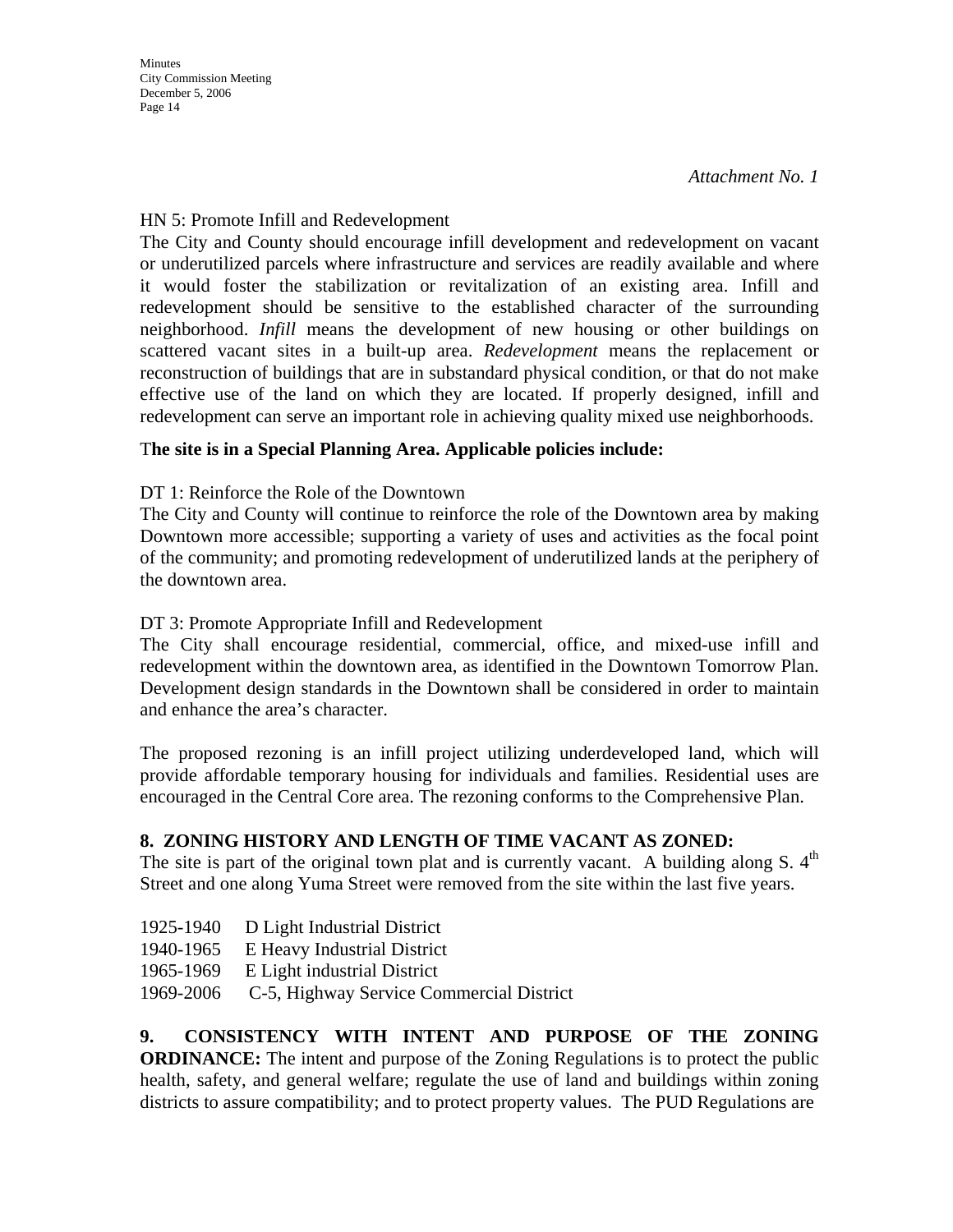*Attachment No. 1*

HN 5: Promote Infill and Redevelopment

The City and County should encourage infill development and redevelopment on vacant or underutilized parcels where infrastructure and services are readily available and where it would foster the stabilization or revitalization of an existing area. Infill and redevelopment should be sensitive to the established character of the surrounding neighborhood. *Infill* means the development of new housing or other buildings on scattered vacant sites in a built-up area. *Redevelopment* means the replacement or reconstruction of buildings that are in substandard physical condition, or that do not make effective use of the land on which they are located. If properly designed, infill and redevelopment can serve an important role in achieving quality mixed use neighborhoods.

T**he site is in a Special Planning Area. Applicable policies include:**

DT 1: Reinforce the Role of the Downtown

The City and County will continue to reinforce the role of the Downtown area by making Downtown more accessible; supporting a variety of uses and activities as the focal point of the community; and promoting redevelopment of underutilized lands at the periphery of the downtown area.

DT 3: Promote Appropriate Infill and Redevelopment

The City shall encourage residential, commercial, office, and mixed-use infill and redevelopment within the downtown area, as identified in the Downtown Tomorrow Plan. Development design standards in the Downtown shall be considered in order to maintain and enhance the area's character.

The proposed rezoning is an infill project utilizing underdeveloped land, which will provide affordable temporary housing for individuals and families. Residential uses are encouraged in the Central Core area. The rezoning conforms to the Comprehensive Plan.

**8. ZONING HISTORY AND LENGTH OF TIME VACANT AS ZONED:**

The site is part of the original town plat and is currently vacant. A building along S. 4th Street and one along Yuma Street were removed from the site within the last five years.

1925-1940 D Light Industrial District
1940-1965 E Heavy Industrial District
1965-1969 E Light industrial District
1969-2006 C-5, Highway Service Commercial District

**9. CONSISTENCY WITH INTENT AND PURPOSE OF THE ZONING ORDINANCE:** The intent and purpose of the Zoning Regulations is to protect the public health, safety, and general welfare; regulate the use of land and buildings within zoning districts to assure compatibility; and to protect property values. The PUD Regulations are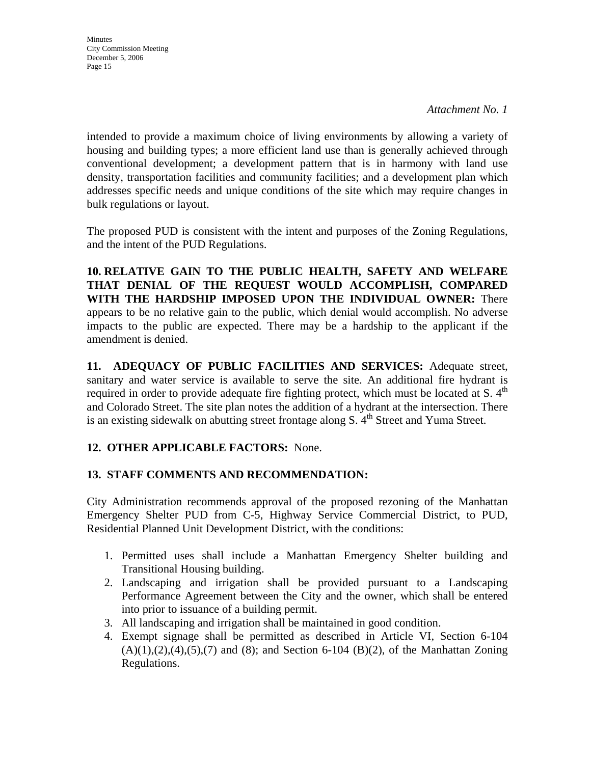*Attachment No. 1*

intended to provide a maximum choice of living environments by allowing a variety of housing and building types; a more efficient land use than is generally achieved through conventional development; a development pattern that is in harmony with land use density, transportation facilities and community facilities; and a development plan which addresses specific needs and unique conditions of the site which may require changes in bulk regulations or layout.

The proposed PUD is consistent with the intent and purposes of the Zoning Regulations, and the intent of the PUD Regulations.

**10. RELATIVE GAIN TO THE PUBLIC HEALTH, SAFETY AND WELFARE THAT DENIAL OF THE REQUEST WOULD ACCOMPLISH, COMPARED WITH THE HARDSHIP IMPOSED UPON THE INDIVIDUAL OWNER:** There appears to be no relative gain to the public, which denial would accomplish. No adverse impacts to the public are expected. There may be a hardship to the applicant if the amendment is denied.

**11. ADEQUACY OF PUBLIC FACILITIES AND SERVICES:** Adequate street, sanitary and water service is available to serve the site. An additional fire hydrant is required in order to provide adequate fire fighting protect, which must be located at S. 4th and Colorado Street. The site plan notes the addition of a hydrant at the intersection. There is an existing sidewalk on abutting street frontage along S. 4th Street and Yuma Street.

**12. OTHER APPLICABLE FACTORS:** None.

**13. STAFF COMMENTS AND RECOMMENDATION:**

City Administration recommends approval of the proposed rezoning of the Manhattan Emergency Shelter PUD from C-5, Highway Service Commercial District, to PUD, Residential Planned Unit Development District, with the conditions:

1. Permitted uses shall include a Manhattan Emergency Shelter building and Transitional Housing building.
2. Landscaping and irrigation shall be provided pursuant to a Landscaping Performance Agreement between the City and the owner, which shall be entered into prior to issuance of a building permit.
3. All landscaping and irrigation shall be maintained in good condition.
4. Exempt signage shall be permitted as described in Article VI, Section 6-104 (A)(1),(2),(4),(5),(7) and (8); and Section 6-104 (B)(2), of the Manhattan Zoning Regulations.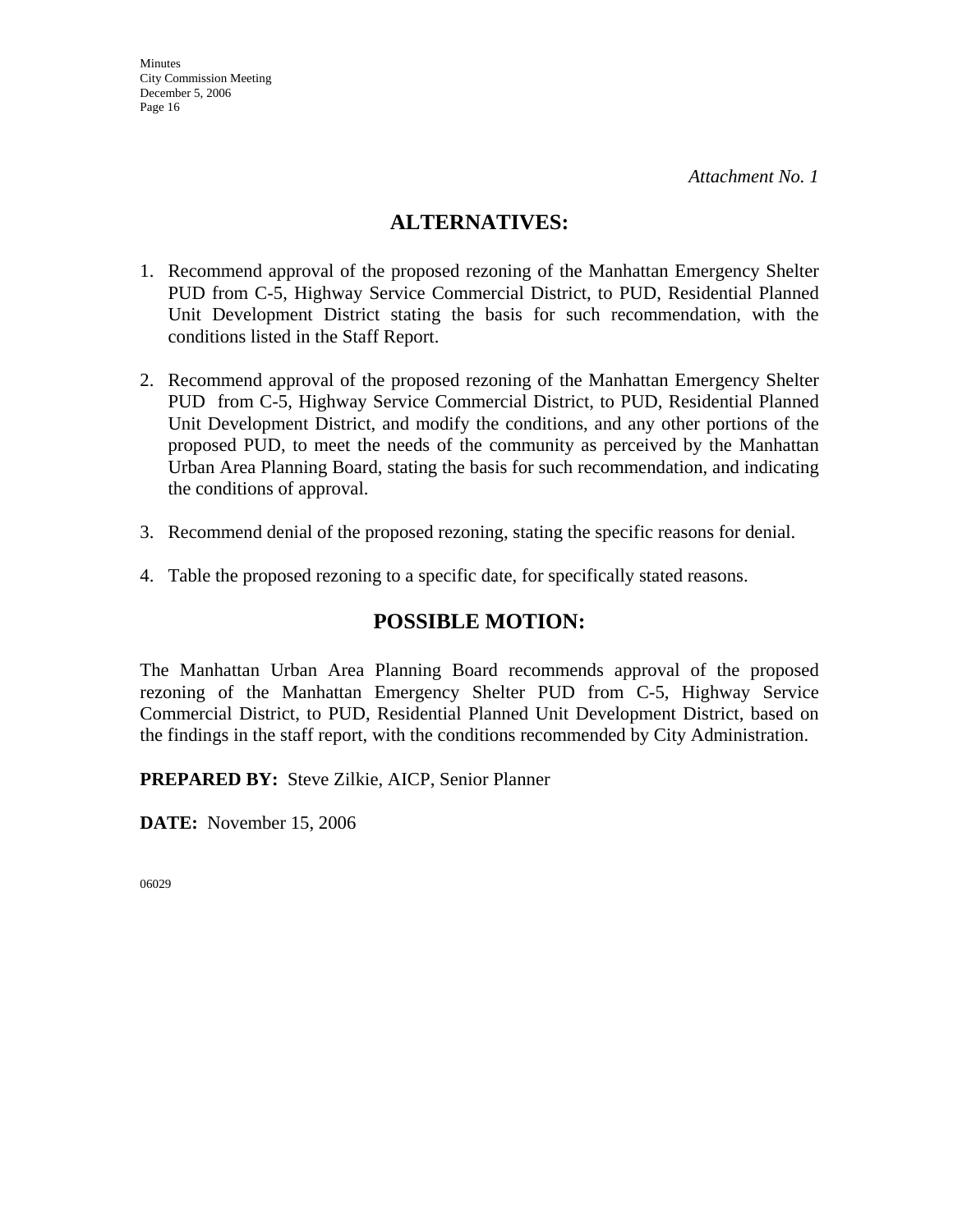*Attachment No. 1*

## ALTERNATIVES:

1. Recommend approval of the proposed rezoning of the Manhattan Emergency Shelter PUD from C-5, Highway Service Commercial District, to PUD, Residential Planned Unit Development District stating the basis for such recommendation, with the conditions listed in the Staff Report.

2. Recommend approval of the proposed rezoning of the Manhattan Emergency Shelter PUD from C-5, Highway Service Commercial District, to PUD, Residential Planned Unit Development District, and modify the conditions, and any other portions of the proposed PUD, to meet the needs of the community as perceived by the Manhattan Urban Area Planning Board, stating the basis for such recommendation, and indicating the conditions of approval.

3. Recommend denial of the proposed rezoning, stating the specific reasons for denial.

4. Table the proposed rezoning to a specific date, for specifically stated reasons.

## POSSIBLE MOTION:

The Manhattan Urban Area Planning Board recommends approval of the proposed rezoning of the Manhattan Emergency Shelter PUD from C-5, Highway Service Commercial District, to PUD, Residential Planned Unit Development District, based on the findings in the staff report, with the conditions recommended by City Administration.

**PREPARED BY:** Steve Zilkie, AICP, Senior Planner

**DATE:** November 15, 2006

06029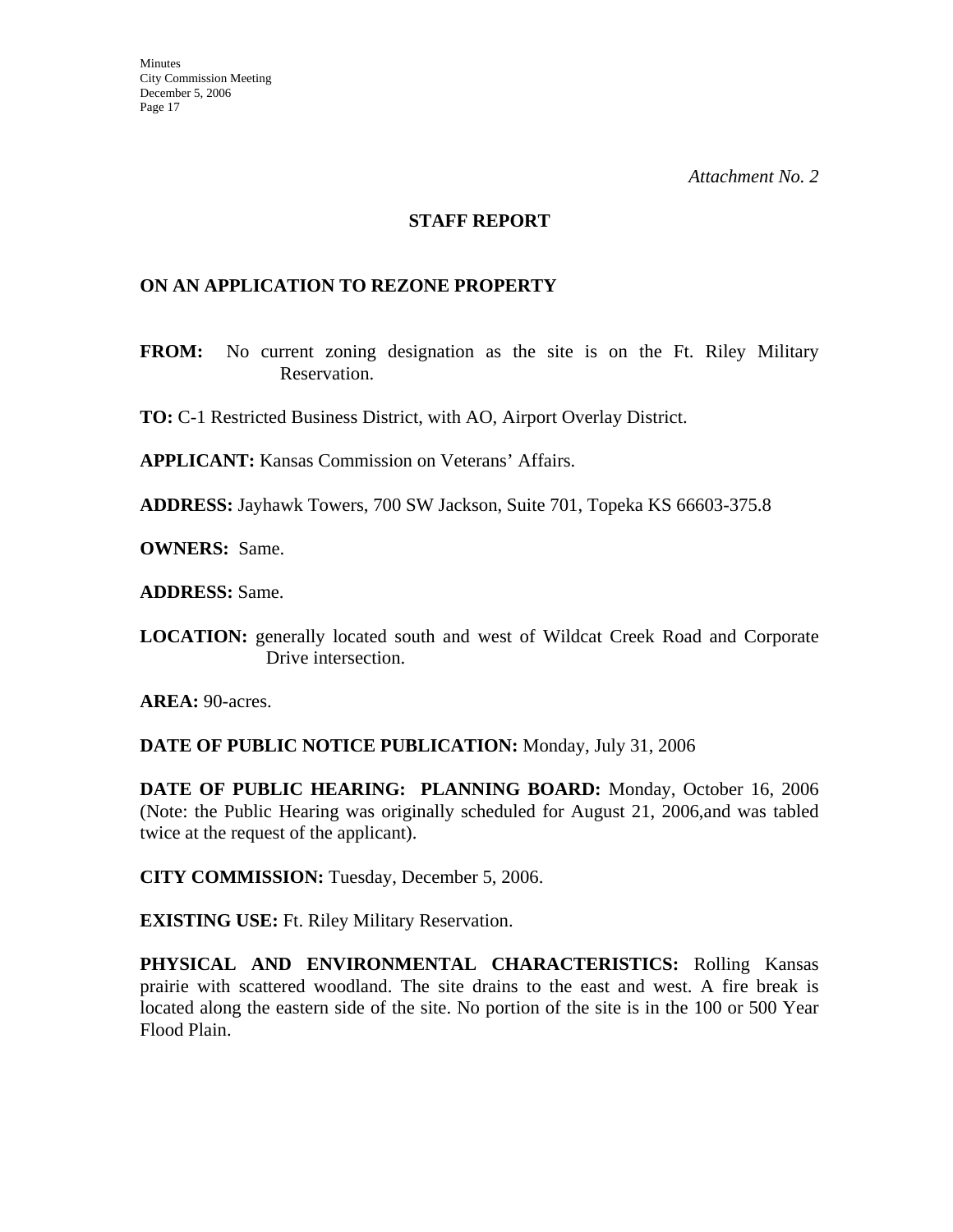*Attachment No. 2*

**STAFF REPORT**

**ON AN APPLICATION TO REZONE PROPERTY**

**FROM:** No current zoning designation as the site is on the Ft. Riley Military Reservation.

**TO:** C-1 Restricted Business District, with AO, Airport Overlay District.

**APPLICANT:** Kansas Commission on Veterans' Affairs.

**ADDRESS:** Jayhawk Towers, 700 SW Jackson, Suite 701, Topeka KS 66603-375.8

**OWNERS:** Same.

**ADDRESS:** Same.

**LOCATION:** generally located south and west of Wildcat Creek Road and Corporate Drive intersection.

**AREA:** 90-acres.

**DATE OF PUBLIC NOTICE PUBLICATION:** Monday, July 31, 2006

**DATE OF PUBLIC HEARING: PLANNING BOARD:** Monday, October 16, 2006 (Note: the Public Hearing was originally scheduled for August 21, 2006,and was tabled twice at the request of the applicant).

**CITY COMMISSION:** Tuesday, December 5, 2006.

**EXISTING USE:** Ft. Riley Military Reservation.

**PHYSICAL AND ENVIRONMENTAL CHARACTERISTICS:** Rolling Kansas prairie with scattered woodland. The site drains to the east and west. A fire break is located along the eastern side of the site. No portion of the site is in the 100 or 500 Year Flood Plain.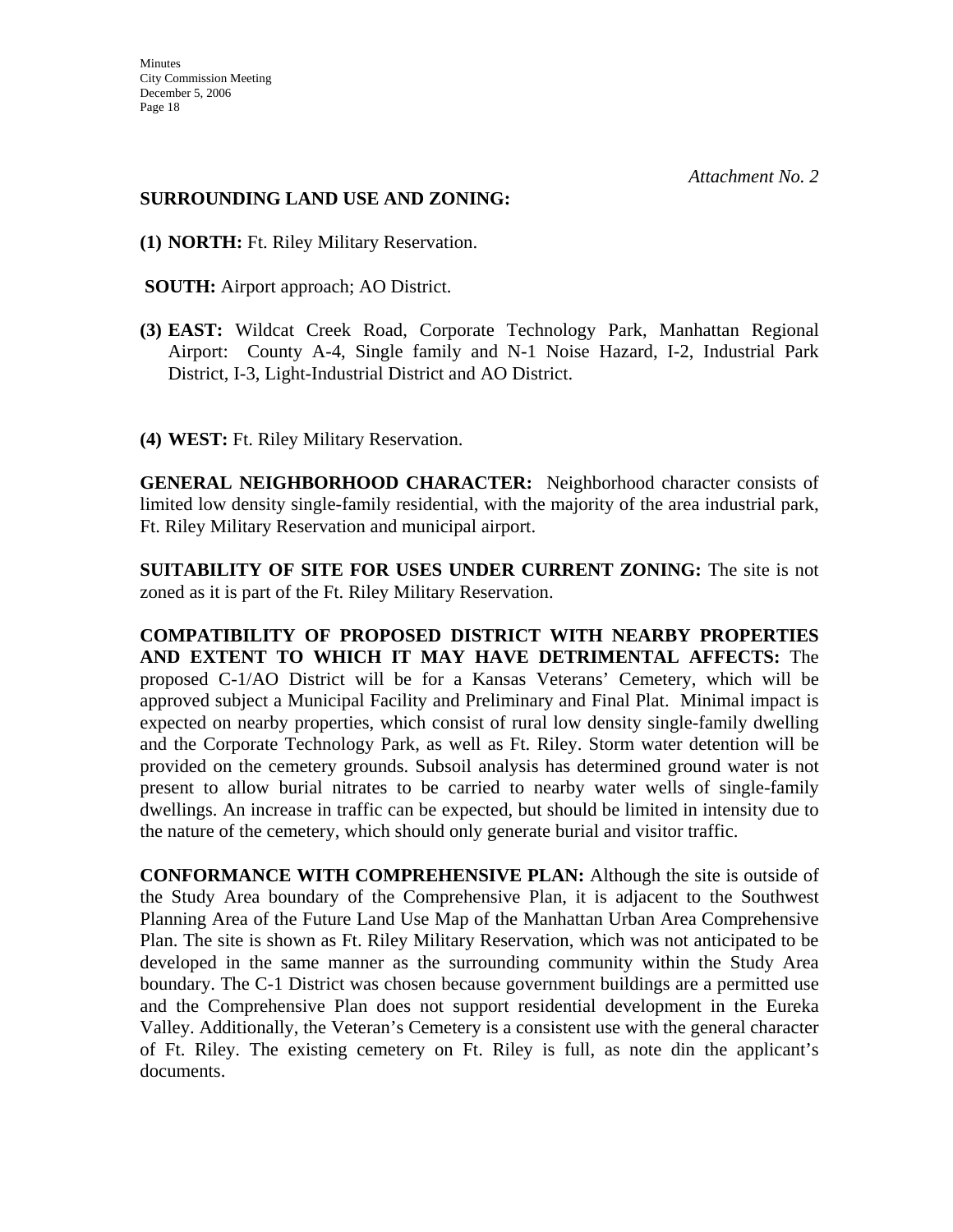*Attachment No. 2*

**SURROUNDING LAND USE AND ZONING:**

**(1) NORTH:** Ft. Riley Military Reservation.

**SOUTH:** Airport approach; AO District.

**(3) EAST:** Wildcat Creek Road, Corporate Technology Park, Manhattan Regional Airport: County A-4, Single family and N-1 Noise Hazard, I-2, Industrial Park District, I-3, Light-Industrial District and AO District.

**(4) WEST:** Ft. Riley Military Reservation.

**GENERAL NEIGHBORHOOD CHARACTER:** Neighborhood character consists of limited low density single-family residential, with the majority of the area industrial park, Ft. Riley Military Reservation and municipal airport.

**SUITABILITY OF SITE FOR USES UNDER CURRENT ZONING:** The site is not zoned as it is part of the Ft. Riley Military Reservation.

**COMPATIBILITY OF PROPOSED DISTRICT WITH NEARBY PROPERTIES AND EXTENT TO WHICH IT MAY HAVE DETRIMENTAL AFFECTS:** The proposed C-1/AO District will be for a Kansas Veterans' Cemetery, which will be approved subject a Municipal Facility and Preliminary and Final Plat. Minimal impact is expected on nearby properties, which consist of rural low density single-family dwelling and the Corporate Technology Park, as well as Ft. Riley. Storm water detention will be provided on the cemetery grounds. Subsoil analysis has determined ground water is not present to allow burial nitrates to be carried to nearby water wells of single-family dwellings. An increase in traffic can be expected, but should be limited in intensity due to the nature of the cemetery, which should only generate burial and visitor traffic.

**CONFORMANCE WITH COMPREHENSIVE PLAN:** Although the site is outside of the Study Area boundary of the Comprehensive Plan, it is adjacent to the Southwest Planning Area of the Future Land Use Map of the Manhattan Urban Area Comprehensive Plan. The site is shown as Ft. Riley Military Reservation, which was not anticipated to be developed in the same manner as the surrounding community within the Study Area boundary. The C-1 District was chosen because government buildings are a permitted use and the Comprehensive Plan does not support residential development in the Eureka Valley. Additionally, the Veteran's Cemetery is a consistent use with the general character of Ft. Riley. The existing cemetery on Ft. Riley is full, as note din the applicant's documents.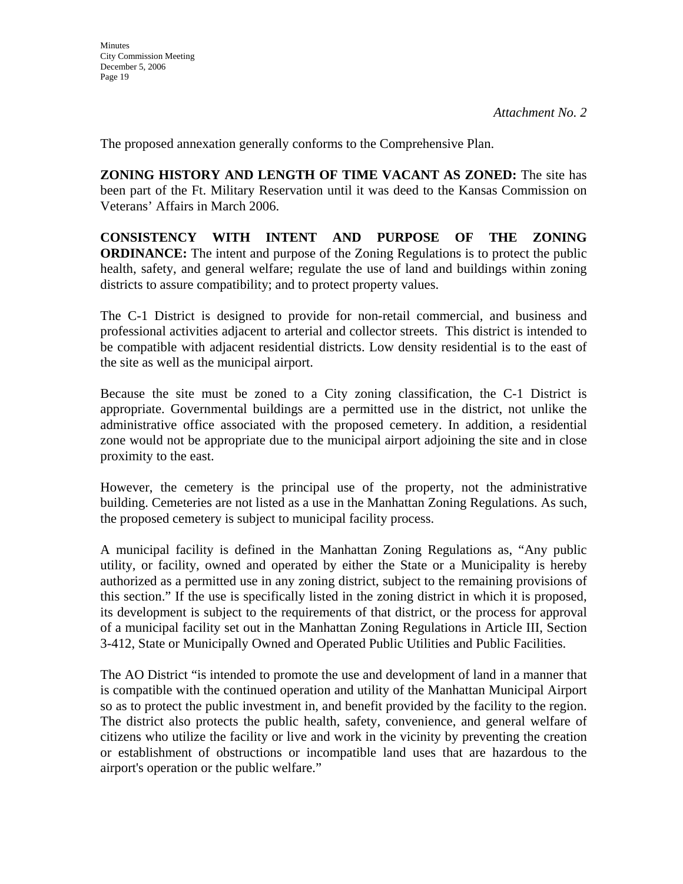*Attachment No. 2*

The proposed annexation generally conforms to the Comprehensive Plan.

**ZONING HISTORY AND LENGTH OF TIME VACANT AS ZONED:** The site has been part of the Ft. Military Reservation until it was deed to the Kansas Commission on Veterans' Affairs in March 2006.

**CONSISTENCY WITH INTENT AND PURPOSE OF THE ZONING ORDINANCE:** The intent and purpose of the Zoning Regulations is to protect the public health, safety, and general welfare; regulate the use of land and buildings within zoning districts to assure compatibility; and to protect property values.

The C-1 District is designed to provide for non-retail commercial, and business and professional activities adjacent to arterial and collector streets. This district is intended to be compatible with adjacent residential districts. Low density residential is to the east of the site as well as the municipal airport.

Because the site must be zoned to a City zoning classification, the C-1 District is appropriate. Governmental buildings are a permitted use in the district, not unlike the administrative office associated with the proposed cemetery. In addition, a residential zone would not be appropriate due to the municipal airport adjoining the site and in close proximity to the east.

However, the cemetery is the principal use of the property, not the administrative building. Cemeteries are not listed as a use in the Manhattan Zoning Regulations. As such, the proposed cemetery is subject to municipal facility process.

A municipal facility is defined in the Manhattan Zoning Regulations as, "Any public utility, or facility, owned and operated by either the State or a Municipality is hereby authorized as a permitted use in any zoning district, subject to the remaining provisions of this section." If the use is specifically listed in the zoning district in which it is proposed, its development is subject to the requirements of that district, or the process for approval of a municipal facility set out in the Manhattan Zoning Regulations in Article III, Section 3-412, State or Municipally Owned and Operated Public Utilities and Public Facilities.

The AO District "is intended to promote the use and development of land in a manner that is compatible with the continued operation and utility of the Manhattan Municipal Airport so as to protect the public investment in, and benefit provided by the facility to the region. The district also protects the public health, safety, convenience, and general welfare of citizens who utilize the facility or live and work in the vicinity by preventing the creation or establishment of obstructions or incompatible land uses that are hazardous to the airport's operation or the public welfare."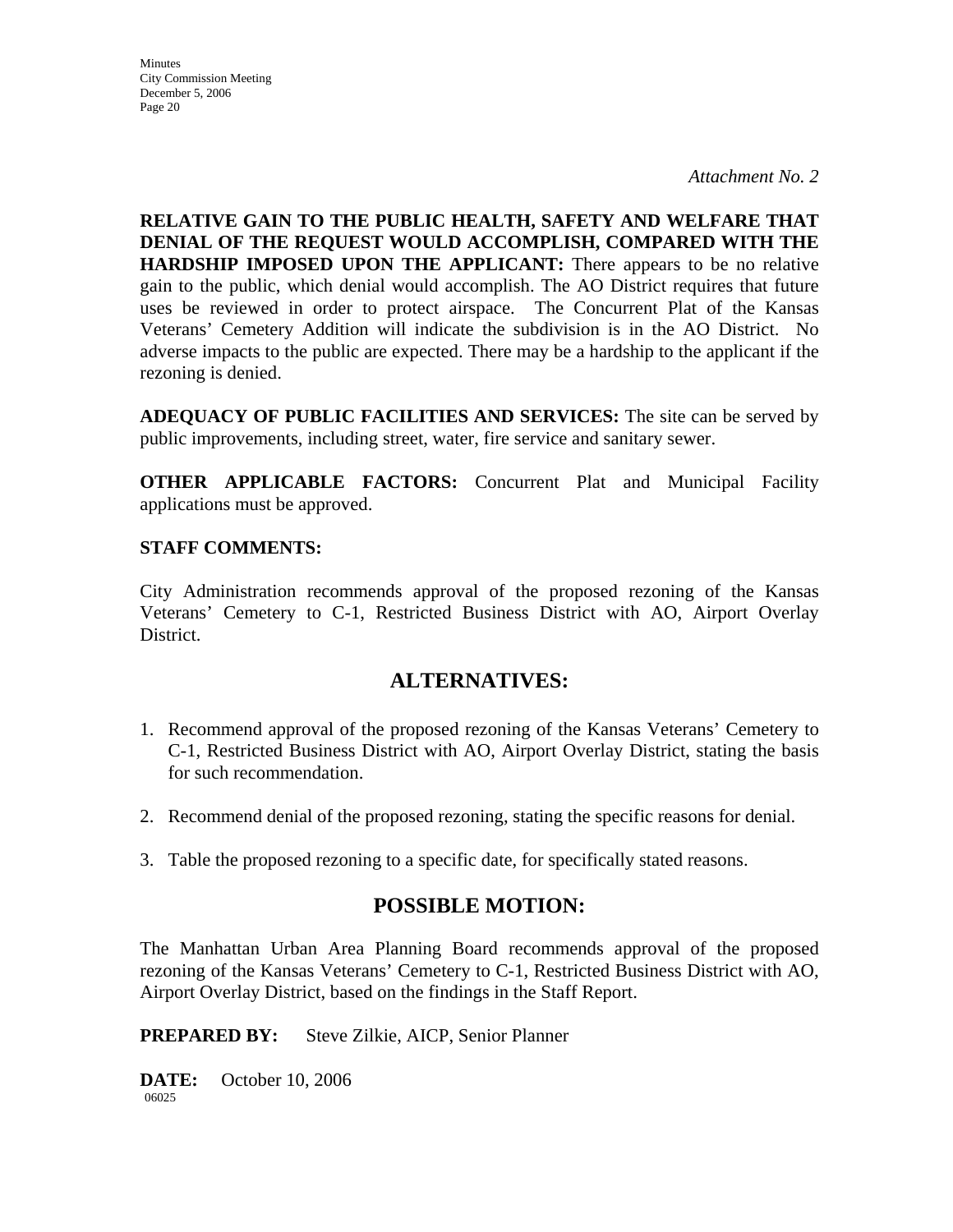*Attachment No. 2*

**RELATIVE GAIN TO THE PUBLIC HEALTH, SAFETY AND WELFARE THAT DENIAL OF THE REQUEST WOULD ACCOMPLISH, COMPARED WITH THE HARDSHIP IMPOSED UPON THE APPLICANT:** There appears to be no relative gain to the public, which denial would accomplish. The AO District requires that future uses be reviewed in order to protect airspace. The Concurrent Plat of the Kansas Veterans' Cemetery Addition will indicate the subdivision is in the AO District. No adverse impacts to the public are expected. There may be a hardship to the applicant if the rezoning is denied.

**ADEQUACY OF PUBLIC FACILITIES AND SERVICES:** The site can be served by public improvements, including street, water, fire service and sanitary sewer.

**OTHER APPLICABLE FACTORS:** Concurrent Plat and Municipal Facility applications must be approved.

**STAFF COMMENTS:**

City Administration recommends approval of the proposed rezoning of the Kansas Veterans' Cemetery to C-1, Restricted Business District with AO, Airport Overlay District.

## ALTERNATIVES:

1. Recommend approval of the proposed rezoning of the Kansas Veterans' Cemetery to C-1, Restricted Business District with AO, Airport Overlay District, stating the basis for such recommendation.

2. Recommend denial of the proposed rezoning, stating the specific reasons for denial.

3. Table the proposed rezoning to a specific date, for specifically stated reasons.

## POSSIBLE MOTION:

The Manhattan Urban Area Planning Board recommends approval of the proposed rezoning of the Kansas Veterans' Cemetery to C-1, Restricted Business District with AO, Airport Overlay District, based on the findings in the Staff Report.

**PREPARED BY:** Steve Zilkie, AICP, Senior Planner

**DATE:** October 10, 2006

06025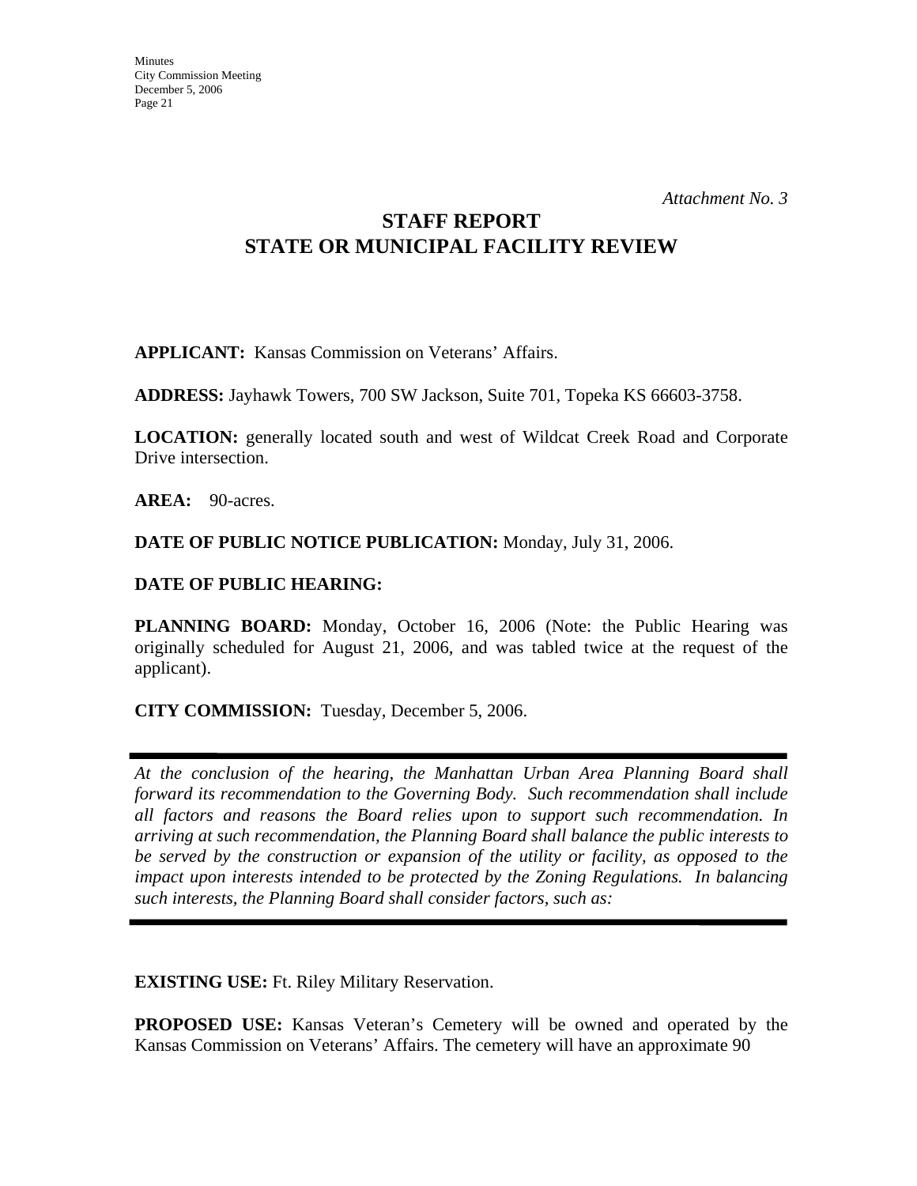*Attachment No. 3*

# STAFF REPORT
# STATE OR MUNICIPAL FACILITY REVIEW

**APPLICANT:** Kansas Commission on Veterans' Affairs.

**ADDRESS:** Jayhawk Towers, 700 SW Jackson, Suite 701, Topeka KS 66603-3758.

**LOCATION:** generally located south and west of Wildcat Creek Road and Corporate Drive intersection.

**AREA:** 90-acres.

**DATE OF PUBLIC NOTICE PUBLICATION:** Monday, July 31, 2006.

**DATE OF PUBLIC HEARING:**

**PLANNING BOARD:** Monday, October 16, 2006 (Note: the Public Hearing was originally scheduled for August 21, 2006, and was tabled twice at the request of the applicant).

**CITY COMMISSION:** Tuesday, December 5, 2006.

---

*At the conclusion of the hearing, the Manhattan Urban Area Planning Board shall forward its recommendation to the Governing Body. Such recommendation shall include all factors and reasons the Board relies upon to support such recommendation. In arriving at such recommendation, the Planning Board shall balance the public interests to be served by the construction or expansion of the utility or facility, as opposed to the impact upon interests intended to be protected by the Zoning Regulations. In balancing such interests, the Planning Board shall consider factors, such as:*

---

**EXISTING USE:** Ft. Riley Military Reservation.

**PROPOSED USE:** Kansas Veteran's Cemetery will be owned and operated by the Kansas Commission on Veterans' Affairs. The cemetery will have an approximate 90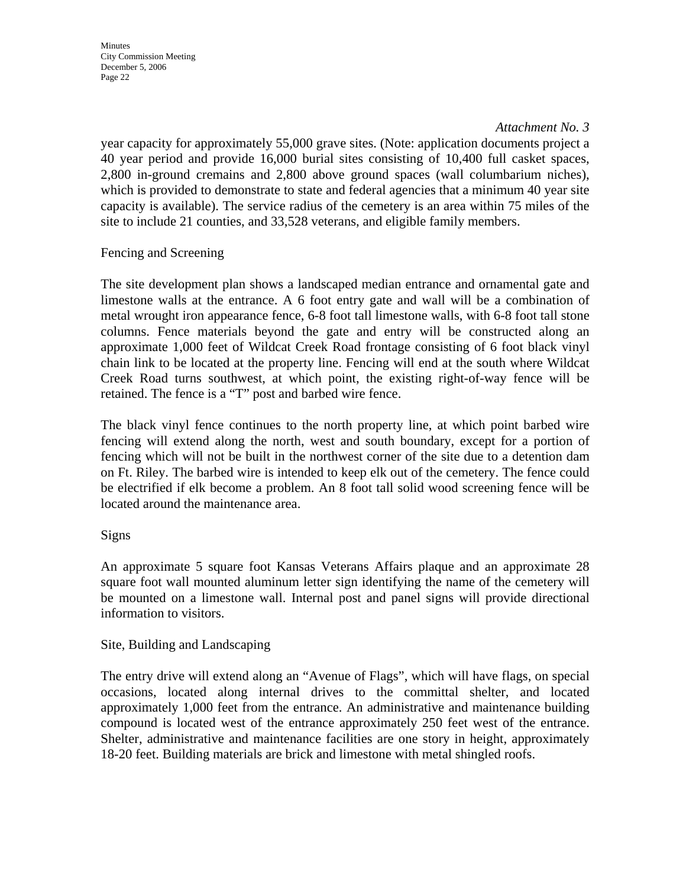*Attachment No. 3*

year capacity for approximately 55,000 grave sites. (Note: application documents project a 40 year period and provide 16,000 burial sites consisting of 10,400 full casket spaces, 2,800 in-ground cremains and 2,800 above ground spaces (wall columbarium niches), which is provided to demonstrate to state and federal agencies that a minimum 40 year site capacity is available). The service radius of the cemetery is an area within 75 miles of the site to include 21 counties, and 33,528 veterans, and eligible family members.

Fencing and Screening

The site development plan shows a landscaped median entrance and ornamental gate and limestone walls at the entrance. A 6 foot entry gate and wall will be a combination of metal wrought iron appearance fence, 6-8 foot tall limestone walls, with 6-8 foot tall stone columns. Fence materials beyond the gate and entry will be constructed along an approximate 1,000 feet of Wildcat Creek Road frontage consisting of 6 foot black vinyl chain link to be located at the property line. Fencing will end at the south where Wildcat Creek Road turns southwest, at which point, the existing right-of-way fence will be retained. The fence is a "T" post and barbed wire fence.

The black vinyl fence continues to the north property line, at which point barbed wire fencing will extend along the north, west and south boundary, except for a portion of fencing which will not be built in the northwest corner of the site due to a detention dam on Ft. Riley. The barbed wire is intended to keep elk out of the cemetery. The fence could be electrified if elk become a problem. An 8 foot tall solid wood screening fence will be located around the maintenance area.

Signs

An approximate 5 square foot Kansas Veterans Affairs plaque and an approximate 28 square foot wall mounted aluminum letter sign identifying the name of the cemetery will be mounted on a limestone wall. Internal post and panel signs will provide directional information to visitors.

Site, Building and Landscaping

The entry drive will extend along an "Avenue of Flags", which will have flags, on special occasions, located along internal drives to the committal shelter, and located approximately 1,000 feet from the entrance. An administrative and maintenance building compound is located west of the entrance approximately 250 feet west of the entrance. Shelter, administrative and maintenance facilities are one story in height, approximately 18-20 feet. Building materials are brick and limestone with metal shingled roofs.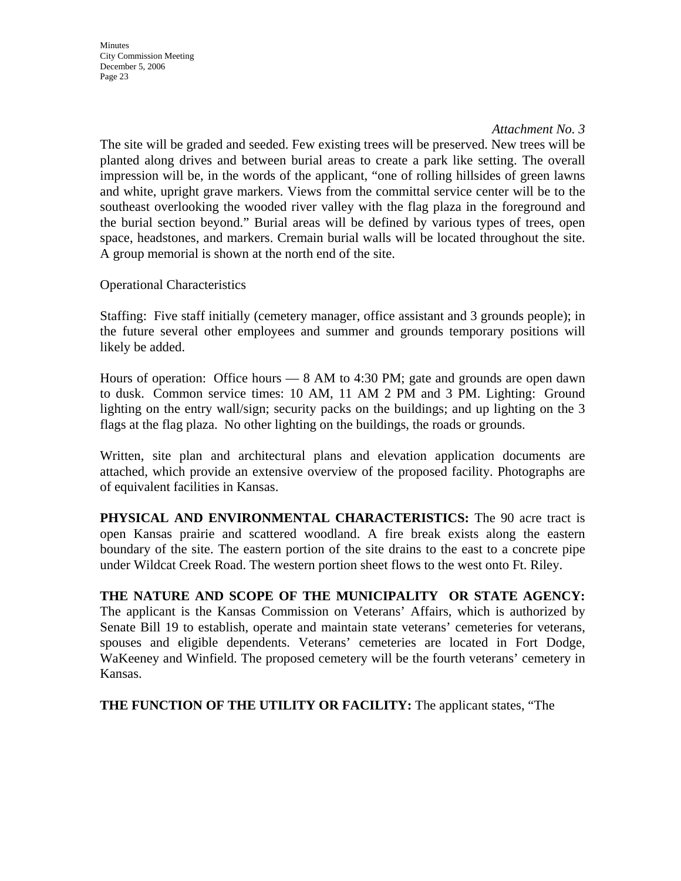*Attachment No. 3*

The site will be graded and seeded. Few existing trees will be preserved. New trees will be planted along drives and between burial areas to create a park like setting. The overall impression will be, in the words of the applicant, "one of rolling hillsides of green lawns and white, upright grave markers. Views from the committal service center will be to the southeast overlooking the wooded river valley with the flag plaza in the foreground and the burial section beyond." Burial areas will be defined by various types of trees, open space, headstones, and markers. Cremain burial walls will be located throughout the site. A group memorial is shown at the north end of the site.

Operational Characteristics

Staffing: Five staff initially (cemetery manager, office assistant and 3 grounds people); in the future several other employees and summer and grounds temporary positions will likely be added.

Hours of operation: Office hours — 8 AM to 4:30 PM; gate and grounds are open dawn to dusk. Common service times: 10 AM, 11 AM 2 PM and 3 PM. Lighting: Ground lighting on the entry wall/sign; security packs on the buildings; and up lighting on the 3 flags at the flag plaza. No other lighting on the buildings, the roads or grounds.

Written, site plan and architectural plans and elevation application documents are attached, which provide an extensive overview of the proposed facility. Photographs are of equivalent facilities in Kansas.

**PHYSICAL AND ENVIRONMENTAL CHARACTERISTICS:** The 90 acre tract is open Kansas prairie and scattered woodland. A fire break exists along the eastern boundary of the site. The eastern portion of the site drains to the east to a concrete pipe under Wildcat Creek Road. The western portion sheet flows to the west onto Ft. Riley.

**THE NATURE AND SCOPE OF THE MUNICIPALITY OR STATE AGENCY:** The applicant is the Kansas Commission on Veterans' Affairs, which is authorized by Senate Bill 19 to establish, operate and maintain state veterans' cemeteries for veterans, spouses and eligible dependents. Veterans' cemeteries are located in Fort Dodge, WaKeeney and Winfield. The proposed cemetery will be the fourth veterans' cemetery in Kansas.

**THE FUNCTION OF THE UTILITY OR FACILITY:** The applicant states, "The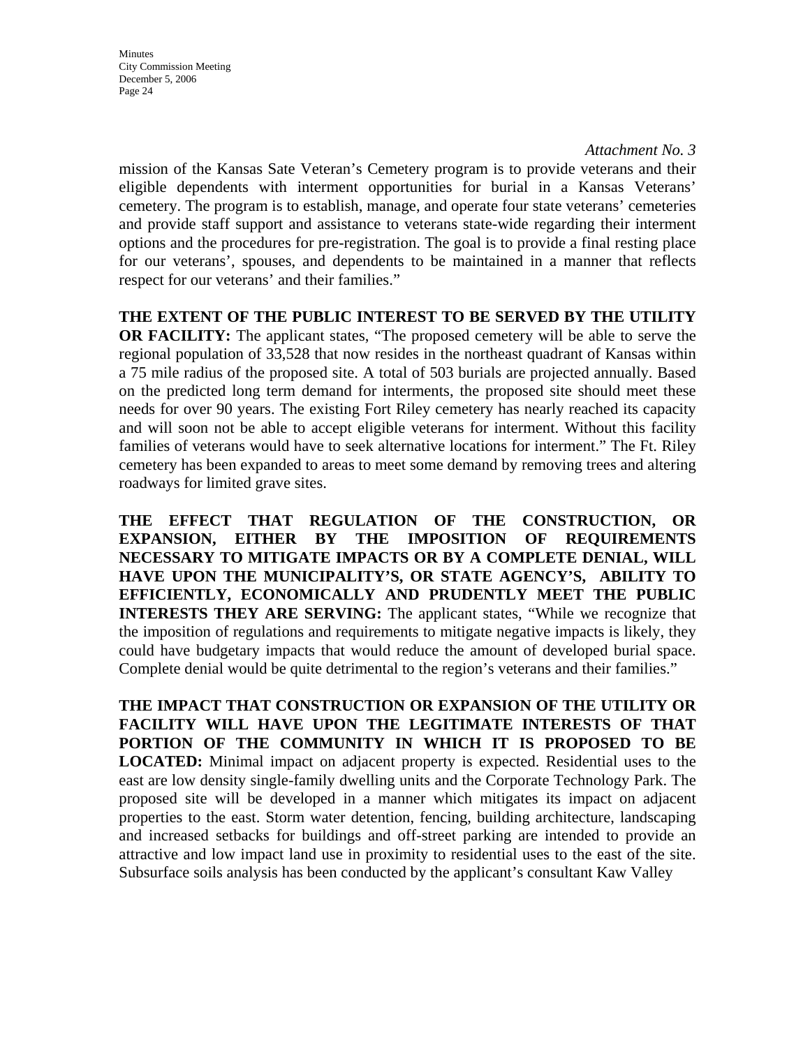*Attachment No. 3*

mission of the Kansas Sate Veteran's Cemetery program is to provide veterans and their eligible dependents with interment opportunities for burial in a Kansas Veterans' cemetery. The program is to establish, manage, and operate four state veterans' cemeteries and provide staff support and assistance to veterans state-wide regarding their interment options and the procedures for pre-registration. The goal is to provide a final resting place for our veterans', spouses, and dependents to be maintained in a manner that reflects respect for our veterans' and their families."

**THE EXTENT OF THE PUBLIC INTEREST TO BE SERVED BY THE UTILITY OR FACILITY:** The applicant states, "The proposed cemetery will be able to serve the regional population of 33,528 that now resides in the northeast quadrant of Kansas within a 75 mile radius of the proposed site. A total of 503 burials are projected annually. Based on the predicted long term demand for interments, the proposed site should meet these needs for over 90 years. The existing Fort Riley cemetery has nearly reached its capacity and will soon not be able to accept eligible veterans for interment. Without this facility families of veterans would have to seek alternative locations for interment." The Ft. Riley cemetery has been expanded to areas to meet some demand by removing trees and altering roadways for limited grave sites.

**THE EFFECT THAT REGULATION OF THE CONSTRUCTION, OR EXPANSION, EITHER BY THE IMPOSITION OF REQUIREMENTS NECESSARY TO MITIGATE IMPACTS OR BY A COMPLETE DENIAL, WILL HAVE UPON THE MUNICIPALITY'S, OR STATE AGENCY'S, ABILITY TO EFFICIENTLY, ECONOMICALLY AND PRUDENTLY MEET THE PUBLIC INTERESTS THEY ARE SERVING:** The applicant states, "While we recognize that the imposition of regulations and requirements to mitigate negative impacts is likely, they could have budgetary impacts that would reduce the amount of developed burial space. Complete denial would be quite detrimental to the region's veterans and their families."

**THE IMPACT THAT CONSTRUCTION OR EXPANSION OF THE UTILITY OR FACILITY WILL HAVE UPON THE LEGITIMATE INTERESTS OF THAT PORTION OF THE COMMUNITY IN WHICH IT IS PROPOSED TO BE LOCATED:** Minimal impact on adjacent property is expected. Residential uses to the east are low density single-family dwelling units and the Corporate Technology Park. The proposed site will be developed in a manner which mitigates its impact on adjacent properties to the east. Storm water detention, fencing, building architecture, landscaping and increased setbacks for buildings and off-street parking are intended to provide an attractive and low impact land use in proximity to residential uses to the east of the site. Subsurface soils analysis has been conducted by the applicant's consultant Kaw Valley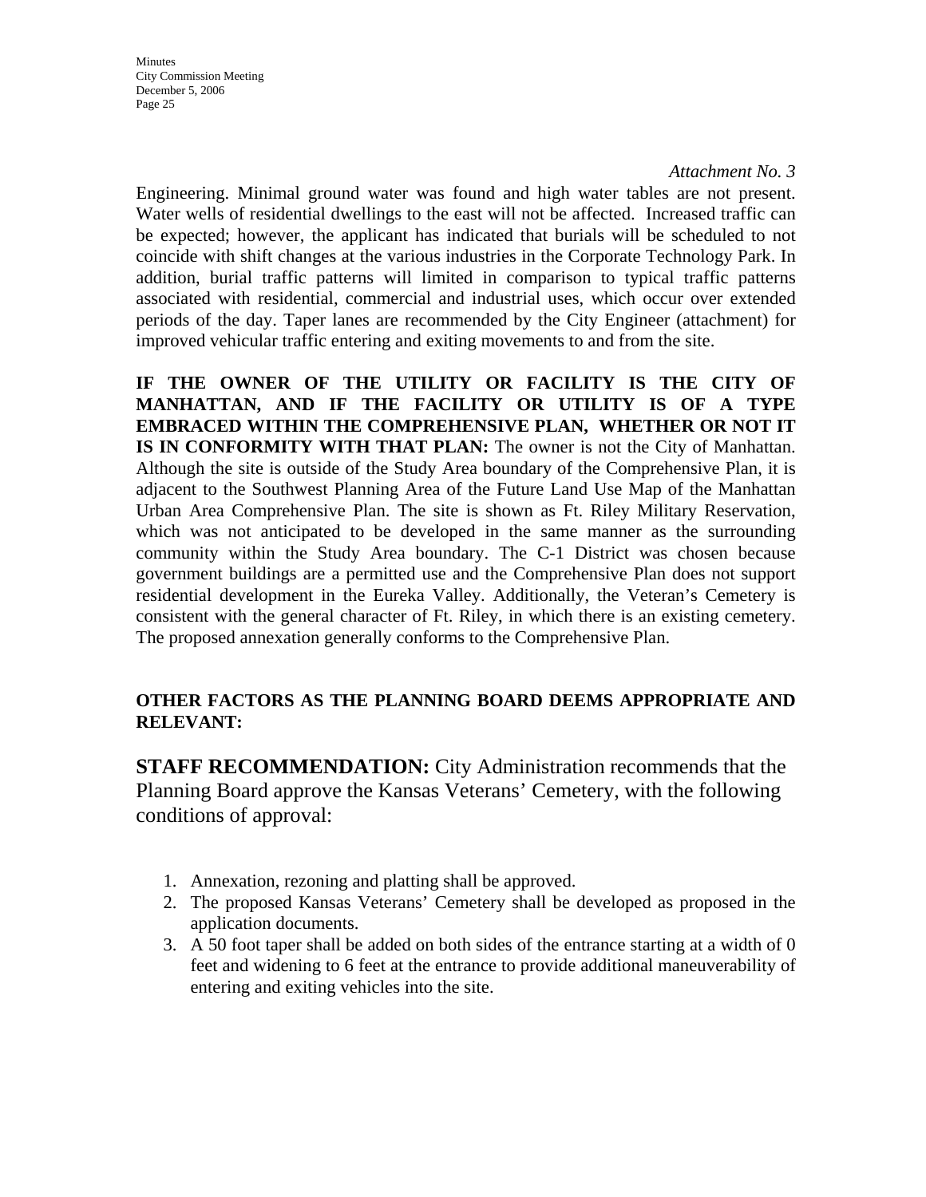*Attachment No. 3*

Engineering. Minimal ground water was found and high water tables are not present. Water wells of residential dwellings to the east will not be affected. Increased traffic can be expected; however, the applicant has indicated that burials will be scheduled to not coincide with shift changes at the various industries in the Corporate Technology Park. In addition, burial traffic patterns will limited in comparison to typical traffic patterns associated with residential, commercial and industrial uses, which occur over extended periods of the day. Taper lanes are recommended by the City Engineer (attachment) for improved vehicular traffic entering and exiting movements to and from the site.

**IF THE OWNER OF THE UTILITY OR FACILITY IS THE CITY OF MANHATTAN, AND IF THE FACILITY OR UTILITY IS OF A TYPE EMBRACED WITHIN THE COMPREHENSIVE PLAN, WHETHER OR NOT IT IS IN CONFORMITY WITH THAT PLAN:** The owner is not the City of Manhattan. Although the site is outside of the Study Area boundary of the Comprehensive Plan, it is adjacent to the Southwest Planning Area of the Future Land Use Map of the Manhattan Urban Area Comprehensive Plan. The site is shown as Ft. Riley Military Reservation, which was not anticipated to be developed in the same manner as the surrounding community within the Study Area boundary. The C-1 District was chosen because government buildings are a permitted use and the Comprehensive Plan does not support residential development in the Eureka Valley. Additionally, the Veteran's Cemetery is consistent with the general character of Ft. Riley, in which there is an existing cemetery. The proposed annexation generally conforms to the Comprehensive Plan.

**OTHER FACTORS AS THE PLANNING BOARD DEEMS APPROPRIATE AND RELEVANT:**

**STAFF RECOMMENDATION:** City Administration recommends that the Planning Board approve the Kansas Veterans' Cemetery, with the following conditions of approval:

1. Annexation, rezoning and platting shall be approved.
2. The proposed Kansas Veterans' Cemetery shall be developed as proposed in the application documents.
3. A 50 foot taper shall be added on both sides of the entrance starting at a width of 0 feet and widening to 6 feet at the entrance to provide additional maneuverability of entering and exiting vehicles into the site.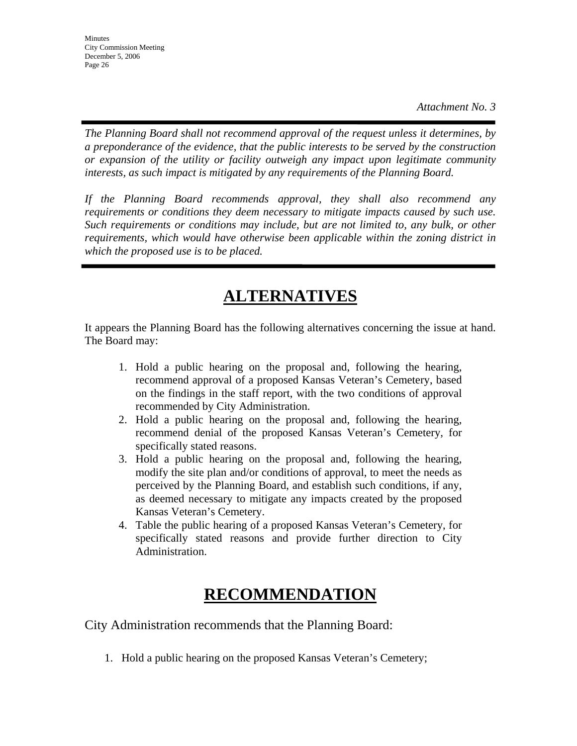*Attachment No. 3*

---

*The Planning Board shall not recommend approval of the request unless it determines, by a preponderance of the evidence, that the public interests to be served by the construction or expansion of the utility or facility outweigh any impact upon legitimate community interests, as such impact is mitigated by any requirements of the Planning Board.*

*If the Planning Board recommends approval, they shall also recommend any requirements or conditions they deem necessary to mitigate impacts caused by such use. Such requirements or conditions may include, but are not limited to, any bulk, or other requirements, which would have otherwise been applicable within the zoning district in which the proposed use is to be placed.*

---

# ALTERNATIVES

It appears the Planning Board has the following alternatives concerning the issue at hand. The Board may:

1. Hold a public hearing on the proposal and, following the hearing, recommend approval of a proposed Kansas Veteran's Cemetery, based on the findings in the staff report, with the two conditions of approval recommended by City Administration.
2. Hold a public hearing on the proposal and, following the hearing, recommend denial of the proposed Kansas Veteran's Cemetery, for specifically stated reasons.
3. Hold a public hearing on the proposal and, following the hearing, modify the site plan and/or conditions of approval, to meet the needs as perceived by the Planning Board, and establish such conditions, if any, as deemed necessary to mitigate any impacts created by the proposed Kansas Veteran's Cemetery.
4. Table the public hearing of a proposed Kansas Veteran's Cemetery, for specifically stated reasons and provide further direction to City Administration.

# RECOMMENDATION

City Administration recommends that the Planning Board:

1. Hold a public hearing on the proposed Kansas Veteran's Cemetery;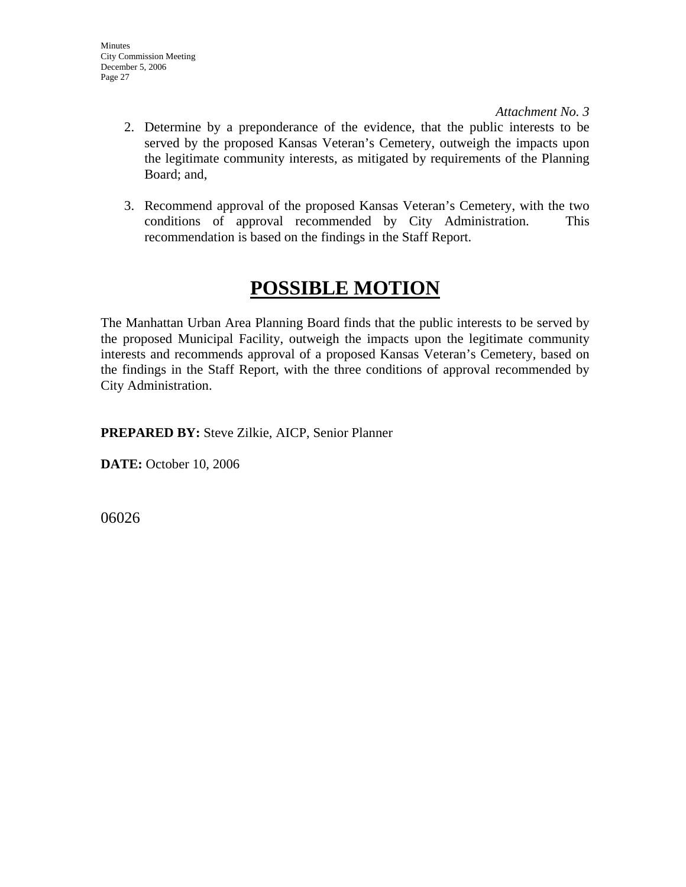*Attachment No. 3*

2. Determine by a preponderance of the evidence, that the public interests to be served by the proposed Kansas Veteran's Cemetery, outweigh the impacts upon the legitimate community interests, as mitigated by requirements of the Planning Board; and,

3. Recommend approval of the proposed Kansas Veteran's Cemetery, with the two conditions of approval recommended by City Administration. This recommendation is based on the findings in the Staff Report.

# POSSIBLE MOTION

The Manhattan Urban Area Planning Board finds that the public interests to be served by the proposed Municipal Facility, outweigh the impacts upon the legitimate community interests and recommends approval of a proposed Kansas Veteran's Cemetery, based on the findings in the Staff Report, with the three conditions of approval recommended by City Administration.

**PREPARED BY:** Steve Zilkie, AICP, Senior Planner

**DATE:** October 10, 2006

06026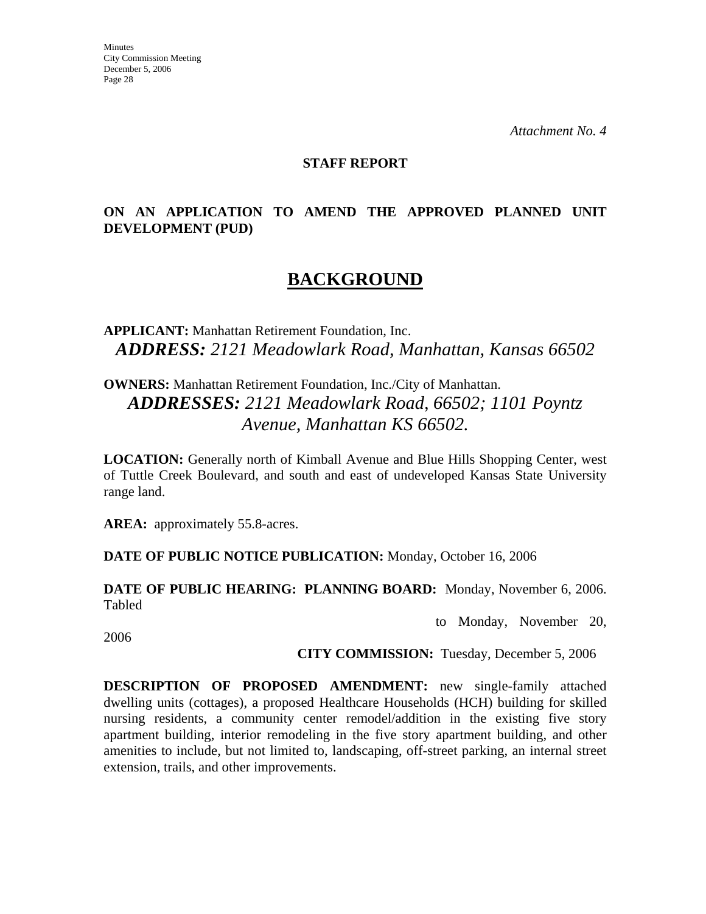*Attachment No. 4*

**STAFF REPORT**

**ON AN APPLICATION TO AMEND THE APPROVED PLANNED UNIT DEVELOPMENT (PUD)**

# BACKGROUND

**APPLICANT:** Manhattan Retirement Foundation, Inc.

***ADDRESS:*** *2121 Meadowlark Road, Manhattan, Kansas 66502*

**OWNERS:** Manhattan Retirement Foundation, Inc./City of Manhattan.

***ADDRESSES:*** *2121 Meadowlark Road, 66502; 1101 Poyntz Avenue, Manhattan KS 66502.*

**LOCATION:** Generally north of Kimball Avenue and Blue Hills Shopping Center, west of Tuttle Creek Boulevard, and south and east of undeveloped Kansas State University range land.

**AREA:** approximately 55.8-acres.

**DATE OF PUBLIC NOTICE PUBLICATION:** Monday, October 16, 2006

**DATE OF PUBLIC HEARING: PLANNING BOARD:** Monday, November 6, 2006. Tabled to Monday, November 20, 2006

**CITY COMMISSION:** Tuesday, December 5, 2006

**DESCRIPTION OF PROPOSED AMENDMENT:** new single-family attached dwelling units (cottages), a proposed Healthcare Households (HCH) building for skilled nursing residents, a community center remodel/addition in the existing five story apartment building, interior remodeling in the five story apartment building, and other amenities to include, but not limited to, landscaping, off-street parking, an internal street extension, trails, and other improvements.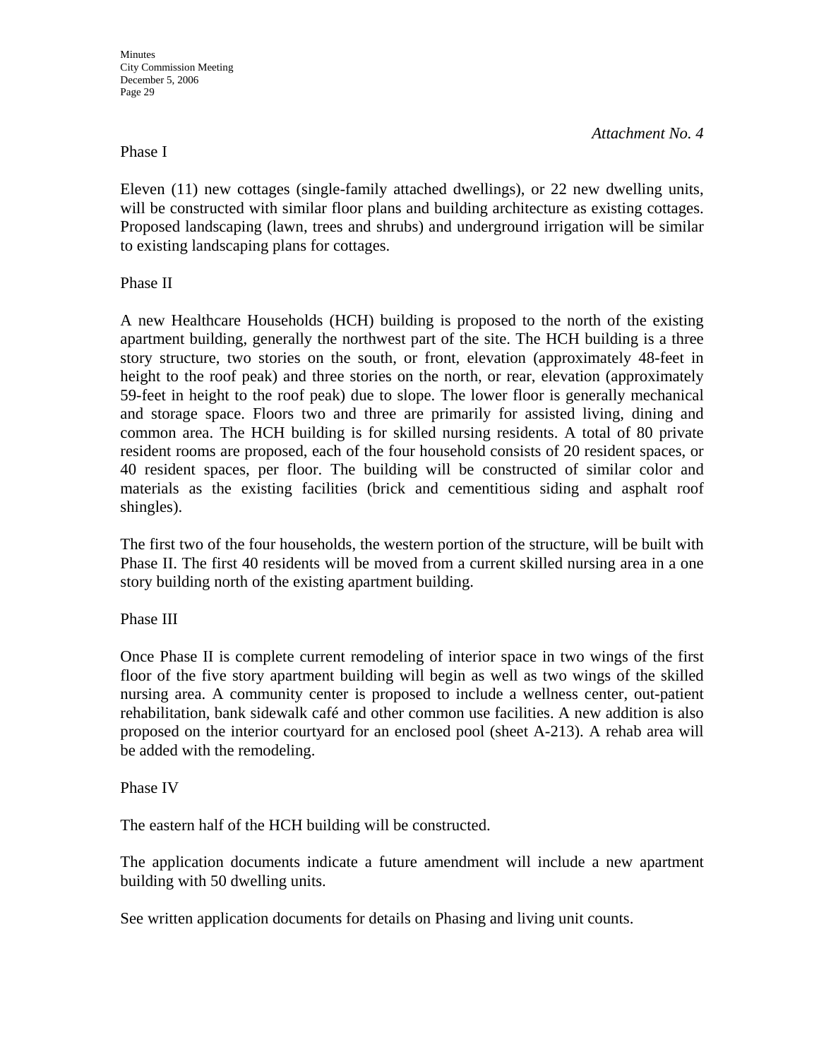*Attachment No. 4*

Phase I

Eleven (11) new cottages (single-family attached dwellings), or 22 new dwelling units, will be constructed with similar floor plans and building architecture as existing cottages. Proposed landscaping (lawn, trees and shrubs) and underground irrigation will be similar to existing landscaping plans for cottages.

Phase II

A new Healthcare Households (HCH) building is proposed to the north of the existing apartment building, generally the northwest part of the site. The HCH building is a three story structure, two stories on the south, or front, elevation (approximately 48-feet in height to the roof peak) and three stories on the north, or rear, elevation (approximately 59-feet in height to the roof peak) due to slope. The lower floor is generally mechanical and storage space. Floors two and three are primarily for assisted living, dining and common area. The HCH building is for skilled nursing residents. A total of 80 private resident rooms are proposed, each of the four household consists of 20 resident spaces, or 40 resident spaces, per floor. The building will be constructed of similar color and materials as the existing facilities (brick and cementitious siding and asphalt roof shingles).

The first two of the four households, the western portion of the structure, will be built with Phase II. The first 40 residents will be moved from a current skilled nursing area in a one story building north of the existing apartment building.

Phase III

Once Phase II is complete current remodeling of interior space in two wings of the first floor of the five story apartment building will begin as well as two wings of the skilled nursing area. A community center is proposed to include a wellness center, out-patient rehabilitation, bank sidewalk café and other common use facilities. A new addition is also proposed on the interior courtyard for an enclosed pool (sheet A-213). A rehab area will be added with the remodeling.

Phase IV

The eastern half of the HCH building will be constructed.

The application documents indicate a future amendment will include a new apartment building with 50 dwelling units.

See written application documents for details on Phasing and living unit counts.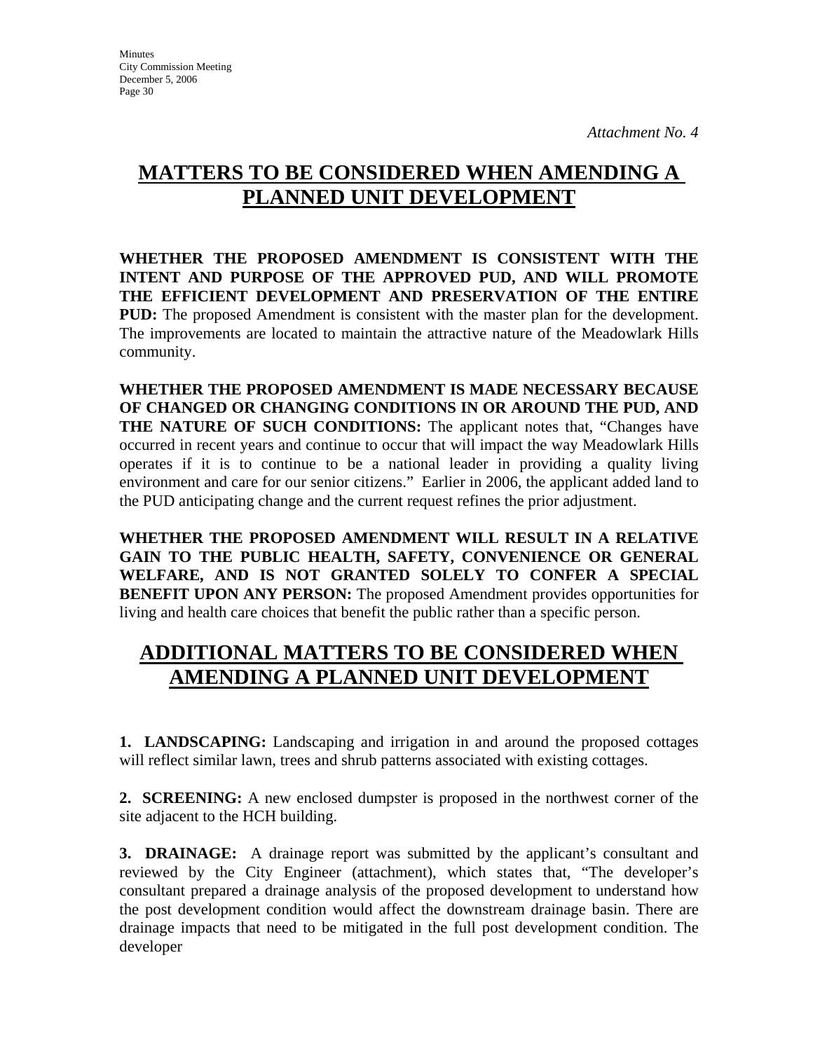*Attachment No. 4*

# MATTERS TO BE CONSIDERED WHEN AMENDING A PLANNED UNIT DEVELOPMENT

**WHETHER THE PROPOSED AMENDMENT IS CONSISTENT WITH THE INTENT AND PURPOSE OF THE APPROVED PUD, AND WILL PROMOTE THE EFFICIENT DEVELOPMENT AND PRESERVATION OF THE ENTIRE PUD:** The proposed Amendment is consistent with the master plan for the development. The improvements are located to maintain the attractive nature of the Meadowlark Hills community.

**WHETHER THE PROPOSED AMENDMENT IS MADE NECESSARY BECAUSE OF CHANGED OR CHANGING CONDITIONS IN OR AROUND THE PUD, AND THE NATURE OF SUCH CONDITIONS:** The applicant notes that, "Changes have occurred in recent years and continue to occur that will impact the way Meadowlark Hills operates if it is to continue to be a national leader in providing a quality living environment and care for our senior citizens." Earlier in 2006, the applicant added land to the PUD anticipating change and the current request refines the prior adjustment.

**WHETHER THE PROPOSED AMENDMENT WILL RESULT IN A RELATIVE GAIN TO THE PUBLIC HEALTH, SAFETY, CONVENIENCE OR GENERAL WELFARE, AND IS NOT GRANTED SOLELY TO CONFER A SPECIAL BENEFIT UPON ANY PERSON:** The proposed Amendment provides opportunities for living and health care choices that benefit the public rather than a specific person.

# ADDITIONAL MATTERS TO BE CONSIDERED WHEN AMENDING A PLANNED UNIT DEVELOPMENT

**1. LANDSCAPING:** Landscaping and irrigation in and around the proposed cottages will reflect similar lawn, trees and shrub patterns associated with existing cottages.

**2. SCREENING:** A new enclosed dumpster is proposed in the northwest corner of the site adjacent to the HCH building.

**3. DRAINAGE:** A drainage report was submitted by the applicant's consultant and reviewed by the City Engineer (attachment), which states that, "The developer's consultant prepared a drainage analysis of the proposed development to understand how the post development condition would affect the downstream drainage basin. There are drainage impacts that need to be mitigated in the full post development condition. The developer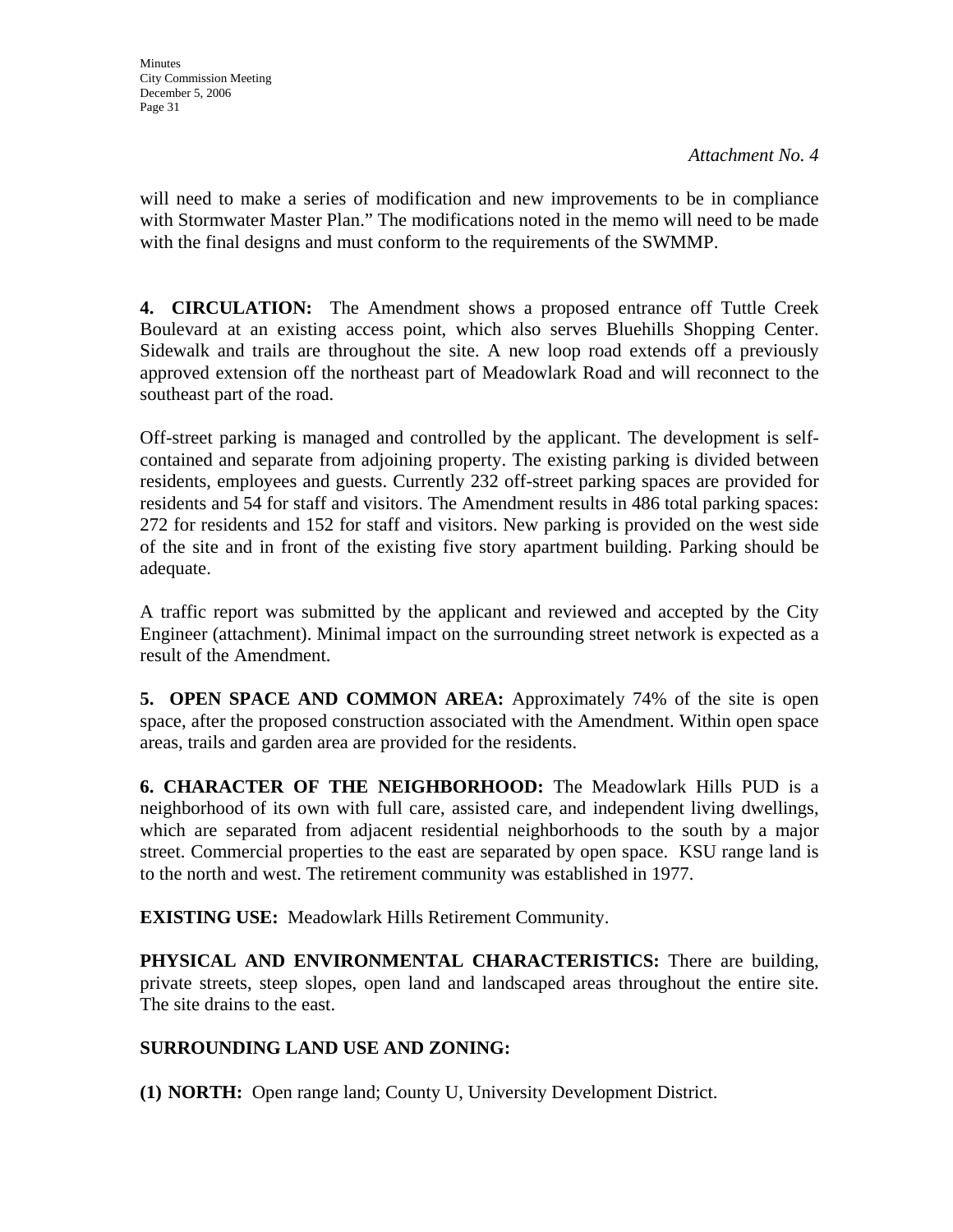*Attachment No. 4*

will need to make a series of modification and new improvements to be in compliance with Stormwater Master Plan." The modifications noted in the memo will need to be made with the final designs and must conform to the requirements of the SWMMP.

**4. CIRCULATION:** The Amendment shows a proposed entrance off Tuttle Creek Boulevard at an existing access point, which also serves Bluehills Shopping Center. Sidewalk and trails are throughout the site. A new loop road extends off a previously approved extension off the northeast part of Meadowlark Road and will reconnect to the southeast part of the road.

Off-street parking is managed and controlled by the applicant. The development is self-contained and separate from adjoining property. The existing parking is divided between residents, employees and guests. Currently 232 off-street parking spaces are provided for residents and 54 for staff and visitors. The Amendment results in 486 total parking spaces: 272 for residents and 152 for staff and visitors. New parking is provided on the west side of the site and in front of the existing five story apartment building. Parking should be adequate.

A traffic report was submitted by the applicant and reviewed and accepted by the City Engineer (attachment). Minimal impact on the surrounding street network is expected as a result of the Amendment.

**5. OPEN SPACE AND COMMON AREA:** Approximately 74% of the site is open space, after the proposed construction associated with the Amendment. Within open space areas, trails and garden area are provided for the residents.

**6. CHARACTER OF THE NEIGHBORHOOD:** The Meadowlark Hills PUD is a neighborhood of its own with full care, assisted care, and independent living dwellings, which are separated from adjacent residential neighborhoods to the south by a major street. Commercial properties to the east are separated by open space. KSU range land is to the north and west. The retirement community was established in 1977.

**EXISTING USE:** Meadowlark Hills Retirement Community.

**PHYSICAL AND ENVIRONMENTAL CHARACTERISTICS:** There are building, private streets, steep slopes, open land and landscaped areas throughout the entire site. The site drains to the east.

**SURROUNDING LAND USE AND ZONING:**

**(1) NORTH:** Open range land; County U, University Development District.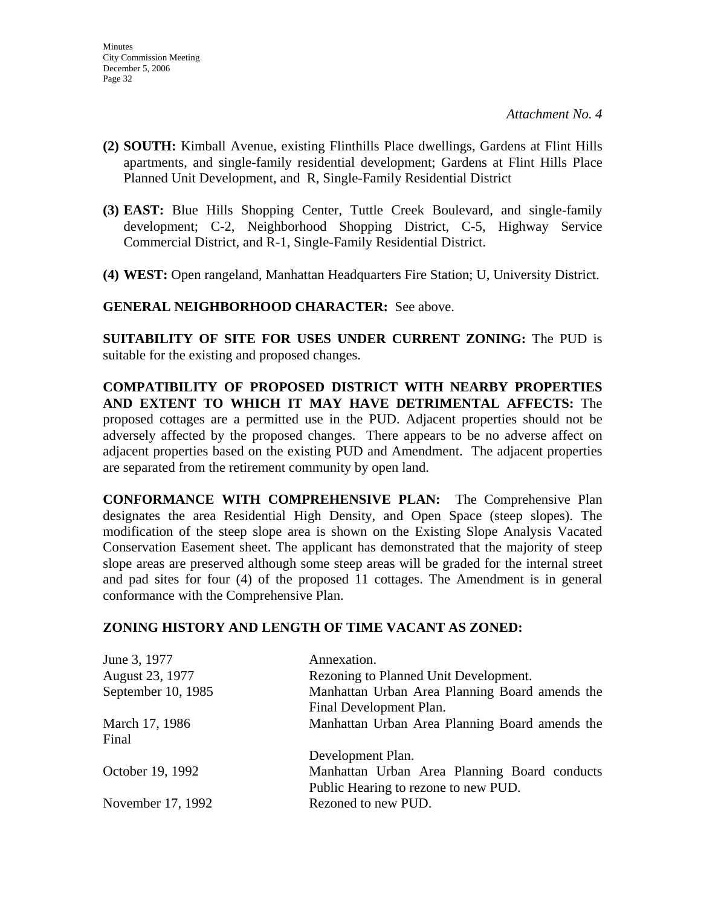*Attachment No. 4*

**(2) SOUTH:** Kimball Avenue, existing Flinthills Place dwellings, Gardens at Flint Hills apartments, and single-family residential development; Gardens at Flint Hills Place Planned Unit Development, and R, Single-Family Residential District

**(3) EAST:** Blue Hills Shopping Center, Tuttle Creek Boulevard, and single-family development; C-2, Neighborhood Shopping District, C-5, Highway Service Commercial District, and R-1, Single-Family Residential District.

**(4) WEST:** Open rangeland, Manhattan Headquarters Fire Station; U, University District.

**GENERAL NEIGHBORHOOD CHARACTER:** See above.

**SUITABILITY OF SITE FOR USES UNDER CURRENT ZONING:** The PUD is suitable for the existing and proposed changes.

**COMPATIBILITY OF PROPOSED DISTRICT WITH NEARBY PROPERTIES AND EXTENT TO WHICH IT MAY HAVE DETRIMENTAL AFFECTS:** The proposed cottages are a permitted use in the PUD. Adjacent properties should not be adversely affected by the proposed changes. There appears to be no adverse affect on adjacent properties based on the existing PUD and Amendment. The adjacent properties are separated from the retirement community by open land.

**CONFORMANCE WITH COMPREHENSIVE PLAN:** The Comprehensive Plan designates the area Residential High Density, and Open Space (steep slopes). The modification of the steep slope area is shown on the Existing Slope Analysis Vacated Conservation Easement sheet. The applicant has demonstrated that the majority of steep slope areas are preserved although some steep areas will be graded for the internal street and pad sites for four (4) of the proposed 11 cottages. The Amendment is in general conformance with the Comprehensive Plan.

**ZONING HISTORY AND LENGTH OF TIME VACANT AS ZONED:**

| | |
|---|---|
| June 3, 1977 | Annexation. |
| August 23, 1977 | Rezoning to Planned Unit Development. |
| September 10, 1985 | Manhattan Urban Area Planning Board amends the Final Development Plan. |
| March 17, 1986 | Manhattan Urban Area Planning Board amends the Final Development Plan. |
| October 19, 1992 | Manhattan Urban Area Planning Board conducts Public Hearing to rezone to new PUD. |
| November 17, 1992 | Rezoned to new PUD. |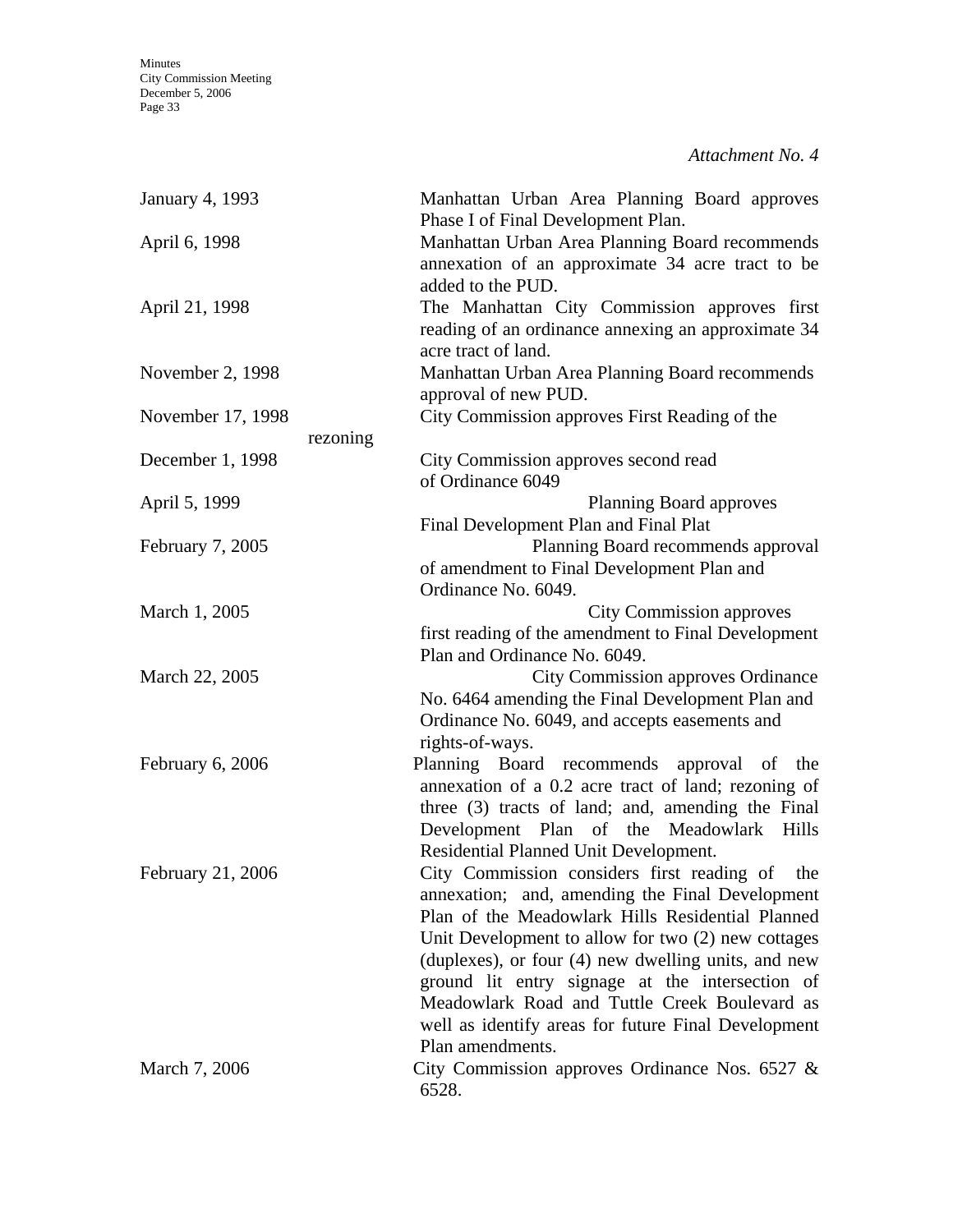*Attachment No. 4*

| | |
|---|---|
| January 4, 1993 | Manhattan Urban Area Planning Board approves Phase I of Final Development Plan. |
| April 6, 1998 | Manhattan Urban Area Planning Board recommends annexation of an approximate 34 acre tract to be added to the PUD. |
| April 21, 1998 | The Manhattan City Commission approves first reading of an ordinance annexing an approximate 34 acre tract of land. |
| November 2, 1998 | Manhattan Urban Area Planning Board recommends approval of new PUD. |
| November 17, 1998 | City Commission approves First Reading of the rezoning |
| December 1, 1998 | City Commission approves second read of Ordinance 6049 |
| April 5, 1999 | Planning Board approves Final Development Plan and Final Plat |
| February 7, 2005 | Planning Board recommends approval of amendment to Final Development Plan and Ordinance No. 6049. |
| March 1, 2005 | City Commission approves first reading of the amendment to Final Development Plan and Ordinance No. 6049. |
| March 22, 2005 | City Commission approves Ordinance No. 6464 amending the Final Development Plan and Ordinance No. 6049, and accepts easements and rights-of-ways. |
| February 6, 2006 | Planning Board recommends approval of the annexation of a 0.2 acre tract of land; rezoning of three (3) tracts of land; and, amending the Final Development Plan of the Meadowlark Hills Residential Planned Unit Development. |
| February 21, 2006 | City Commission considers first reading of the annexation; and, amending the Final Development Plan of the Meadowlark Hills Residential Planned Unit Development to allow for two (2) new cottages (duplexes), or four (4) new dwelling units, and new ground lit entry signage at the intersection of Meadowlark Road and Tuttle Creek Boulevard as well as identify areas for future Final Development Plan amendments. |
| March 7, 2006 | City Commission approves Ordinance Nos. 6527 & 6528. |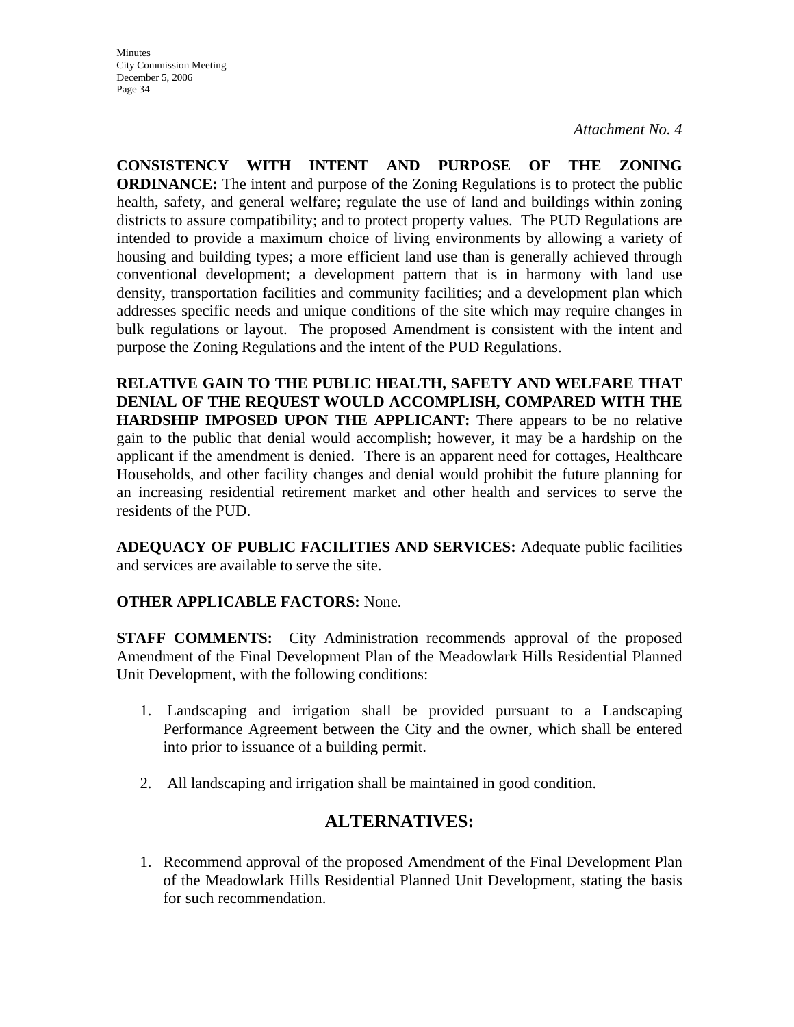*Attachment No. 4*

**CONSISTENCY WITH INTENT AND PURPOSE OF THE ZONING ORDINANCE:** The intent and purpose of the Zoning Regulations is to protect the public health, safety, and general welfare; regulate the use of land and buildings within zoning districts to assure compatibility; and to protect property values. The PUD Regulations are intended to provide a maximum choice of living environments by allowing a variety of housing and building types; a more efficient land use than is generally achieved through conventional development; a development pattern that is in harmony with land use density, transportation facilities and community facilities; and a development plan which addresses specific needs and unique conditions of the site which may require changes in bulk regulations or layout. The proposed Amendment is consistent with the intent and purpose the Zoning Regulations and the intent of the PUD Regulations.

**RELATIVE GAIN TO THE PUBLIC HEALTH, SAFETY AND WELFARE THAT DENIAL OF THE REQUEST WOULD ACCOMPLISH, COMPARED WITH THE HARDSHIP IMPOSED UPON THE APPLICANT:** There appears to be no relative gain to the public that denial would accomplish; however, it may be a hardship on the applicant if the amendment is denied. There is an apparent need for cottages, Healthcare Households, and other facility changes and denial would prohibit the future planning for an increasing residential retirement market and other health and services to serve the residents of the PUD.

**ADEQUACY OF PUBLIC FACILITIES AND SERVICES:** Adequate public facilities and services are available to serve the site.

**OTHER APPLICABLE FACTORS:** None.

**STAFF COMMENTS:** City Administration recommends approval of the proposed Amendment of the Final Development Plan of the Meadowlark Hills Residential Planned Unit Development, with the following conditions:

1. Landscaping and irrigation shall be provided pursuant to a Landscaping Performance Agreement between the City and the owner, which shall be entered into prior to issuance of a building permit.
2. All landscaping and irrigation shall be maintained in good condition.

## ALTERNATIVES:

1. Recommend approval of the proposed Amendment of the Final Development Plan of the Meadowlark Hills Residential Planned Unit Development, stating the basis for such recommendation.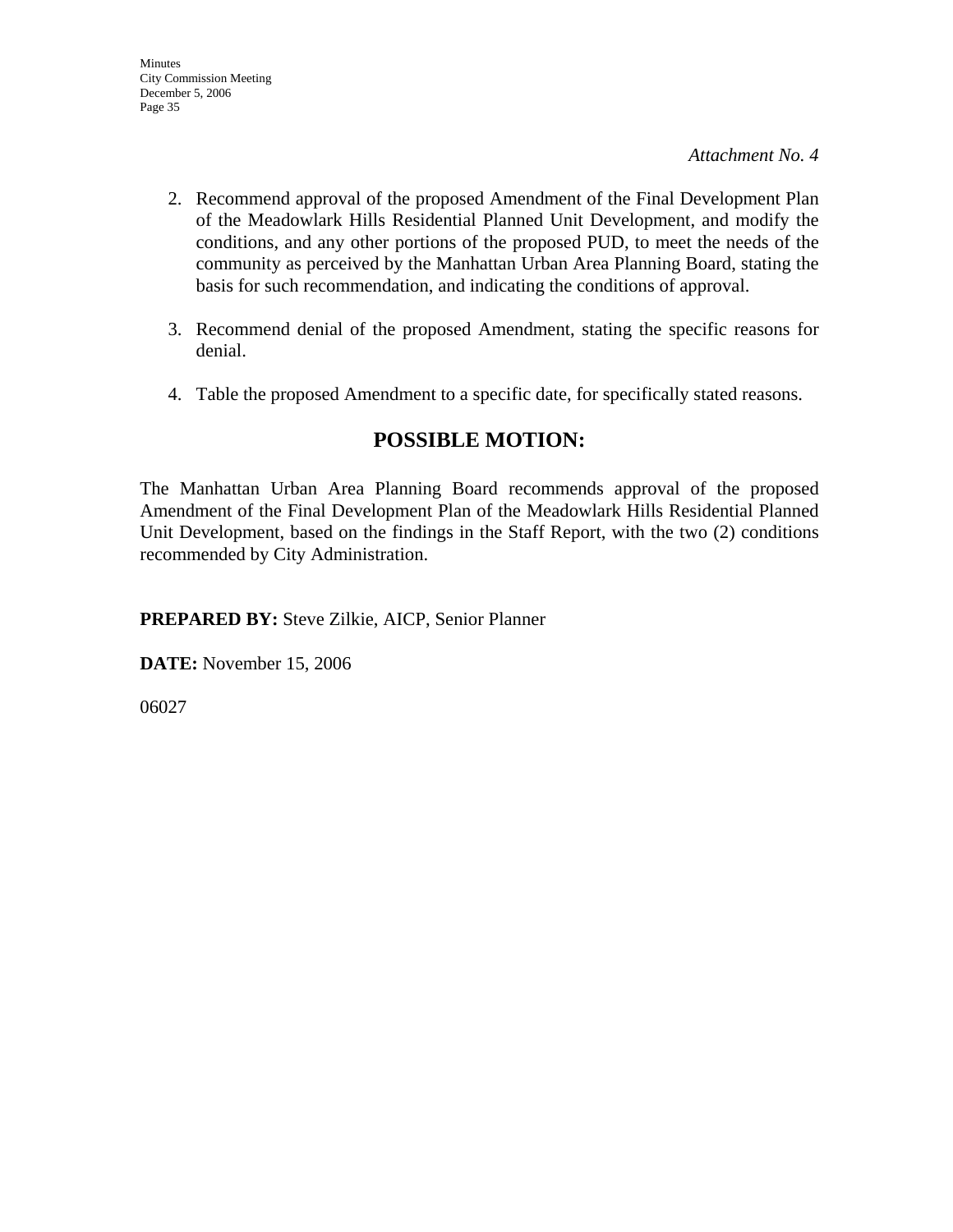*Attachment No. 4*

2. Recommend approval of the proposed Amendment of the Final Development Plan of the Meadowlark Hills Residential Planned Unit Development, and modify the conditions, and any other portions of the proposed PUD, to meet the needs of the community as perceived by the Manhattan Urban Area Planning Board, stating the basis for such recommendation, and indicating the conditions of approval.

3. Recommend denial of the proposed Amendment, stating the specific reasons for denial.

4. Table the proposed Amendment to a specific date, for specifically stated reasons.

## POSSIBLE MOTION:

The Manhattan Urban Area Planning Board recommends approval of the proposed Amendment of the Final Development Plan of the Meadowlark Hills Residential Planned Unit Development, based on the findings in the Staff Report, with the two (2) conditions recommended by City Administration.

**PREPARED BY:** Steve Zilkie, AICP, Senior Planner

**DATE:** November 15, 2006

06027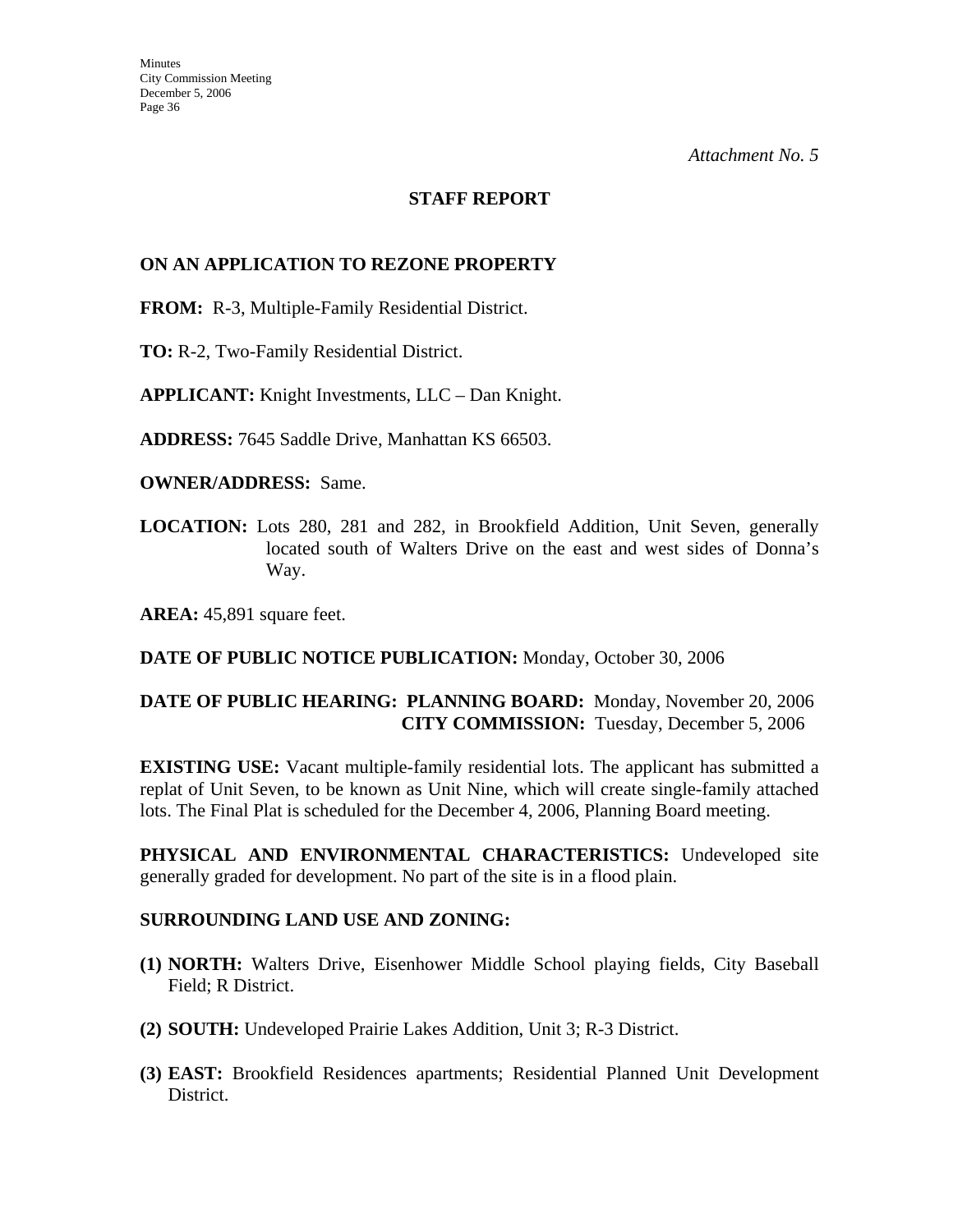*Attachment No. 5*

## STAFF REPORT

**ON AN APPLICATION TO REZONE PROPERTY**

**FROM:** R-3, Multiple-Family Residential District.

**TO:** R-2, Two-Family Residential District.

**APPLICANT:** Knight Investments, LLC – Dan Knight.

**ADDRESS:** 7645 Saddle Drive, Manhattan KS 66503.

**OWNER/ADDRESS:** Same.

**LOCATION:** Lots 280, 281 and 282, in Brookfield Addition, Unit Seven, generally located south of Walters Drive on the east and west sides of Donna's Way.

**AREA:** 45,891 square feet.

**DATE OF PUBLIC NOTICE PUBLICATION:** Monday, October 30, 2006

**DATE OF PUBLIC HEARING: PLANNING BOARD:** Monday, November 20, 2006
**CITY COMMISSION:** Tuesday, December 5, 2006

**EXISTING USE:** Vacant multiple-family residential lots. The applicant has submitted a replat of Unit Seven, to be known as Unit Nine, which will create single-family attached lots. The Final Plat is scheduled for the December 4, 2006, Planning Board meeting.

**PHYSICAL AND ENVIRONMENTAL CHARACTERISTICS:** Undeveloped site generally graded for development. No part of the site is in a flood plain.

**SURROUNDING LAND USE AND ZONING:**

**(1) NORTH:** Walters Drive, Eisenhower Middle School playing fields, City Baseball Field; R District.

**(2) SOUTH:** Undeveloped Prairie Lakes Addition, Unit 3; R-3 District.

**(3) EAST:** Brookfield Residences apartments; Residential Planned Unit Development District.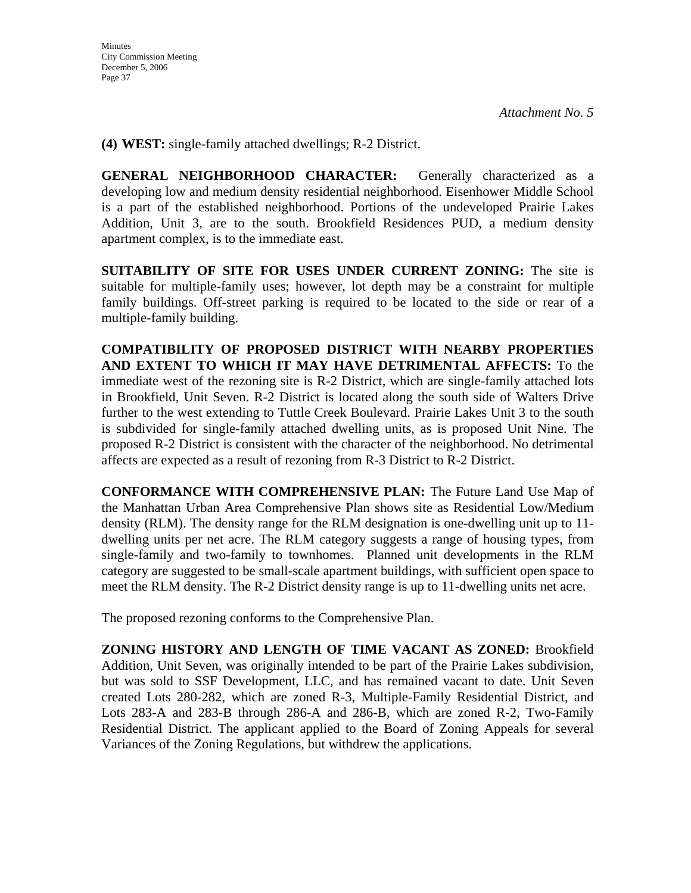*Attachment No. 5*

**(4) WEST:** single-family attached dwellings; R-2 District.

**GENERAL NEIGHBORHOOD CHARACTER:** Generally characterized as a developing low and medium density residential neighborhood. Eisenhower Middle School is a part of the established neighborhood. Portions of the undeveloped Prairie Lakes Addition, Unit 3, are to the south. Brookfield Residences PUD, a medium density apartment complex, is to the immediate east.

**SUITABILITY OF SITE FOR USES UNDER CURRENT ZONING:** The site is suitable for multiple-family uses; however, lot depth may be a constraint for multiple family buildings. Off-street parking is required to be located to the side or rear of a multiple-family building.

**COMPATIBILITY OF PROPOSED DISTRICT WITH NEARBY PROPERTIES AND EXTENT TO WHICH IT MAY HAVE DETRIMENTAL AFFECTS:** To the immediate west of the rezoning site is R-2 District, which are single-family attached lots in Brookfield, Unit Seven. R-2 District is located along the south side of Walters Drive further to the west extending to Tuttle Creek Boulevard. Prairie Lakes Unit 3 to the south is subdivided for single-family attached dwelling units, as is proposed Unit Nine. The proposed R-2 District is consistent with the character of the neighborhood. No detrimental affects are expected as a result of rezoning from R-3 District to R-2 District.

**CONFORMANCE WITH COMPREHENSIVE PLAN:** The Future Land Use Map of the Manhattan Urban Area Comprehensive Plan shows site as Residential Low/Medium density (RLM). The density range for the RLM designation is one-dwelling unit up to 11-dwelling units per net acre. The RLM category suggests a range of housing types, from single-family and two-family to townhomes. Planned unit developments in the RLM category are suggested to be small-scale apartment buildings, with sufficient open space to meet the RLM density. The R-2 District density range is up to 11-dwelling units net acre.

The proposed rezoning conforms to the Comprehensive Plan.

**ZONING HISTORY AND LENGTH OF TIME VACANT AS ZONED:** Brookfield Addition, Unit Seven, was originally intended to be part of the Prairie Lakes subdivision, but was sold to SSF Development, LLC, and has remained vacant to date. Unit Seven created Lots 280-282, which are zoned R-3, Multiple-Family Residential District, and Lots 283-A and 283-B through 286-A and 286-B, which are zoned R-2, Two-Family Residential District. The applicant applied to the Board of Zoning Appeals for several Variances of the Zoning Regulations, but withdrew the applications.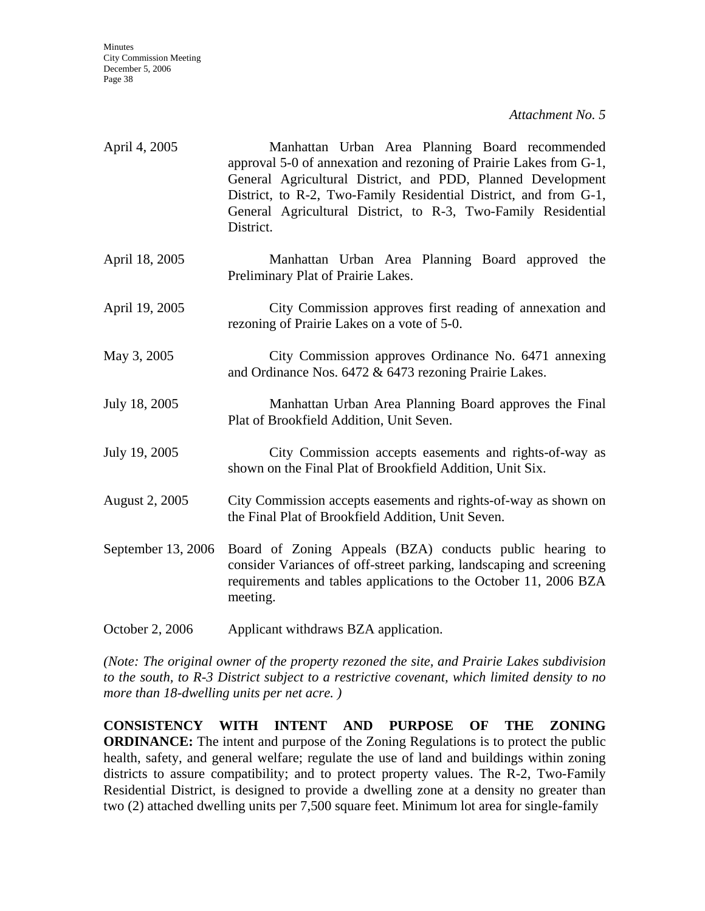*Attachment No. 5*

| | |
|---|---|
| April 4, 2005 | Manhattan Urban Area Planning Board recommended approval 5-0 of annexation and rezoning of Prairie Lakes from G-1, General Agricultural District, and PDD, Planned Development District, to R-2, Two-Family Residential District, and from G-1, General Agricultural District, to R-3, Two-Family Residential District. |
| April 18, 2005 | Manhattan Urban Area Planning Board approved the Preliminary Plat of Prairie Lakes. |
| April 19, 2005 | City Commission approves first reading of annexation and rezoning of Prairie Lakes on a vote of 5-0. |
| May 3, 2005 | City Commission approves Ordinance No. 6471 annexing and Ordinance Nos. 6472 & 6473 rezoning Prairie Lakes. |
| July 18, 2005 | Manhattan Urban Area Planning Board approves the Final Plat of Brookfield Addition, Unit Seven. |
| July 19, 2005 | City Commission accepts easements and rights-of-way as shown on the Final Plat of Brookfield Addition, Unit Six. |
| August 2, 2005 | City Commission accepts easements and rights-of-way as shown on the Final Plat of Brookfield Addition, Unit Seven. |
| September 13, 2006 | Board of Zoning Appeals (BZA) conducts public hearing to consider Variances of off-street parking, landscaping and screening requirements and tables applications to the October 11, 2006 BZA meeting. |
| October 2, 2006 | Applicant withdraws BZA application. |

*(Note: The original owner of the property rezoned the site, and Prairie Lakes subdivision to the south, to R-3 District subject to a restrictive covenant, which limited density to no more than 18-dwelling units per net acre. )*

**CONSISTENCY WITH INTENT AND PURPOSE OF THE ZONING ORDINANCE:** The intent and purpose of the Zoning Regulations is to protect the public health, safety, and general welfare; regulate the use of land and buildings within zoning districts to assure compatibility; and to protect property values. The R-2, Two-Family Residential District, is designed to provide a dwelling zone at a density no greater than two (2) attached dwelling units per 7,500 square feet. Minimum lot area for single-family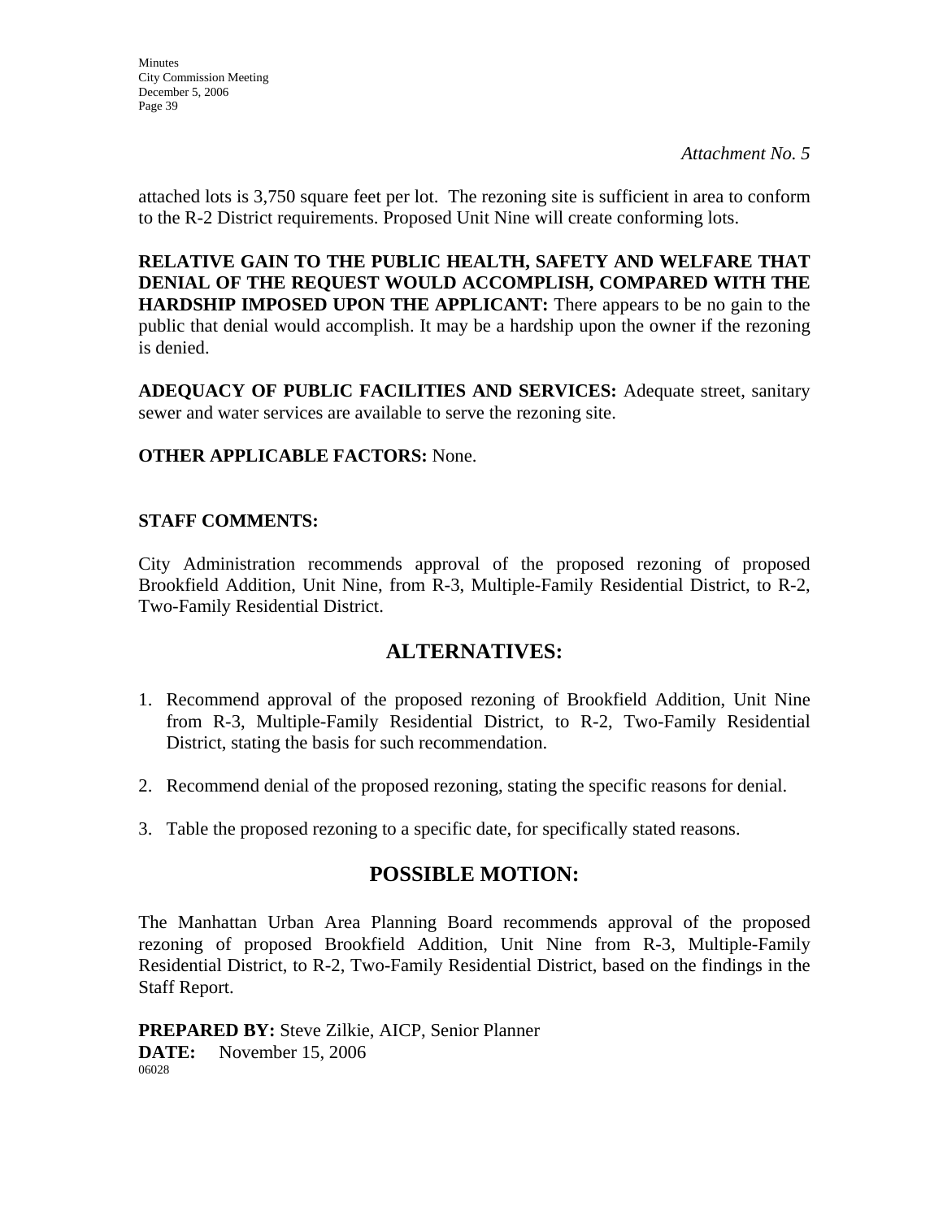*Attachment No. 5*

attached lots is 3,750 square feet per lot. The rezoning site is sufficient in area to conform to the R-2 District requirements. Proposed Unit Nine will create conforming lots.

**RELATIVE GAIN TO THE PUBLIC HEALTH, SAFETY AND WELFARE THAT DENIAL OF THE REQUEST WOULD ACCOMPLISH, COMPARED WITH THE HARDSHIP IMPOSED UPON THE APPLICANT:** There appears to be no gain to the public that denial would accomplish. It may be a hardship upon the owner if the rezoning is denied.

**ADEQUACY OF PUBLIC FACILITIES AND SERVICES:** Adequate street, sanitary sewer and water services are available to serve the rezoning site.

**OTHER APPLICABLE FACTORS:** None.

**STAFF COMMENTS:**

City Administration recommends approval of the proposed rezoning of proposed Brookfield Addition, Unit Nine, from R-3, Multiple-Family Residential District, to R-2, Two-Family Residential District.

## ALTERNATIVES:

1. Recommend approval of the proposed rezoning of Brookfield Addition, Unit Nine from R-3, Multiple-Family Residential District, to R-2, Two-Family Residential District, stating the basis for such recommendation.

2. Recommend denial of the proposed rezoning, stating the specific reasons for denial.

3. Table the proposed rezoning to a specific date, for specifically stated reasons.

## POSSIBLE MOTION:

The Manhattan Urban Area Planning Board recommends approval of the proposed rezoning of proposed Brookfield Addition, Unit Nine from R-3, Multiple-Family Residential District, to R-2, Two-Family Residential District, based on the findings in the Staff Report.

**PREPARED BY:** Steve Zilkie, AICP, Senior Planner
**DATE:** November 15, 2006
06028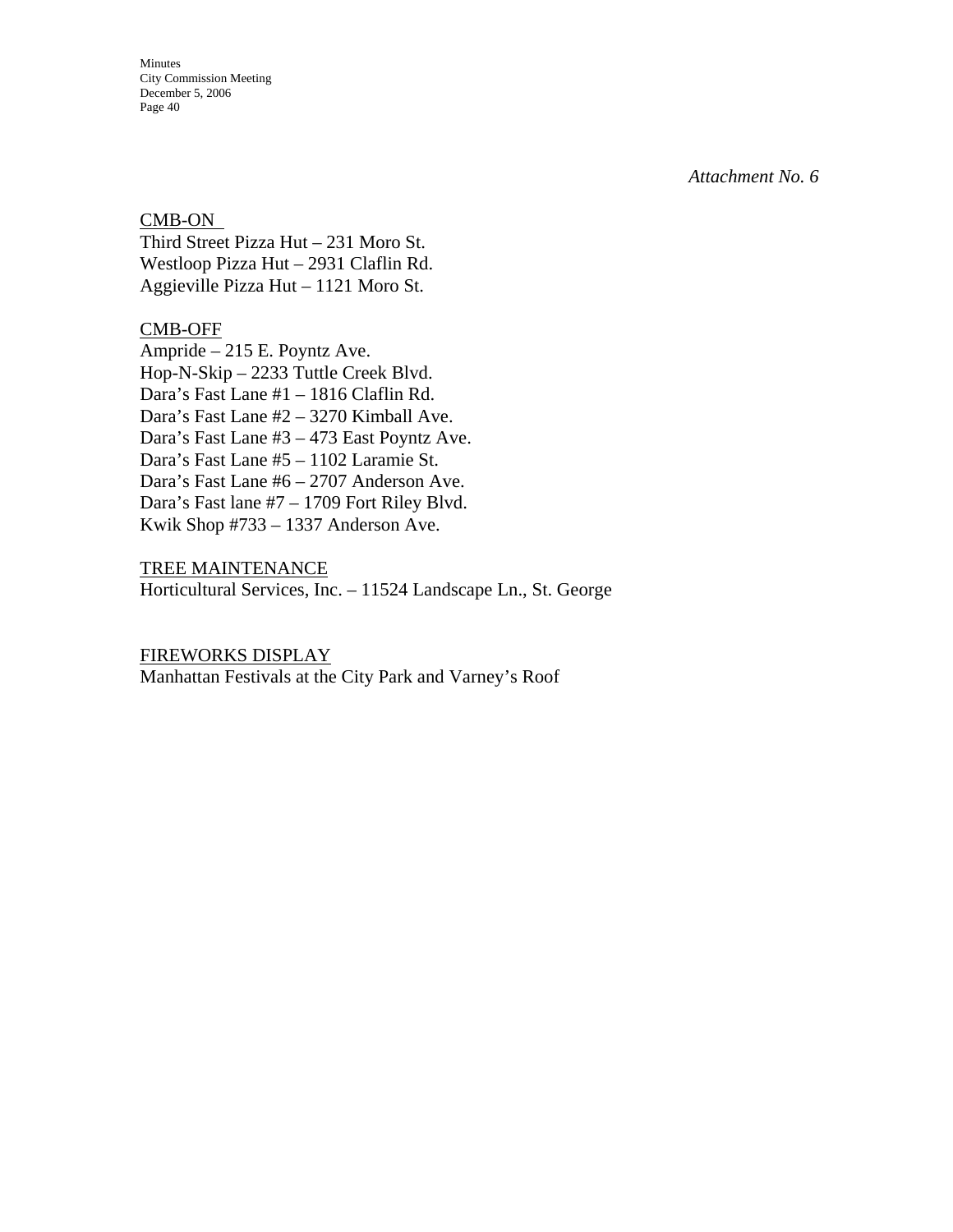*Attachment No. 6*

CMB-ON

Third Street Pizza Hut – 231 Moro St.
Westloop Pizza Hut – 2931 Claflin Rd.
Aggieville Pizza Hut – 1121 Moro St.

CMB-OFF

Ampride – 215 E. Poyntz Ave.
Hop-N-Skip – 2233 Tuttle Creek Blvd.
Dara's Fast Lane #1 – 1816 Claflin Rd.
Dara's Fast Lane #2 – 3270 Kimball Ave.
Dara's Fast Lane #3 – 473 East Poyntz Ave.
Dara's Fast Lane #5 – 1102 Laramie St.
Dara's Fast Lane #6 – 2707 Anderson Ave.
Dara's Fast lane #7 – 1709 Fort Riley Blvd.
Kwik Shop #733 – 1337 Anderson Ave.

TREE MAINTENANCE

Horticultural Services, Inc. – 11524 Landscape Ln., St. George

FIREWORKS DISPLAY

Manhattan Festivals at the City Park and Varney's Roof